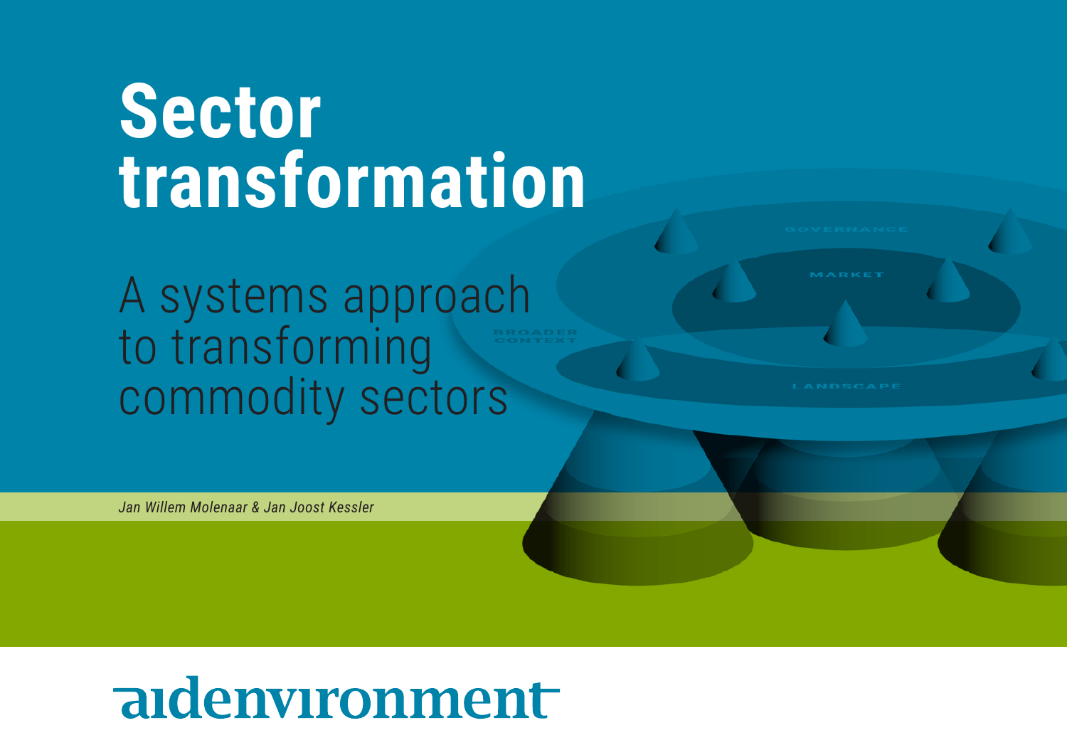# Sector transformation

## A systems approach to transforming commodity sectors

*Jan Willem Molenaar & Jan Joost Kessler*

aidenvironment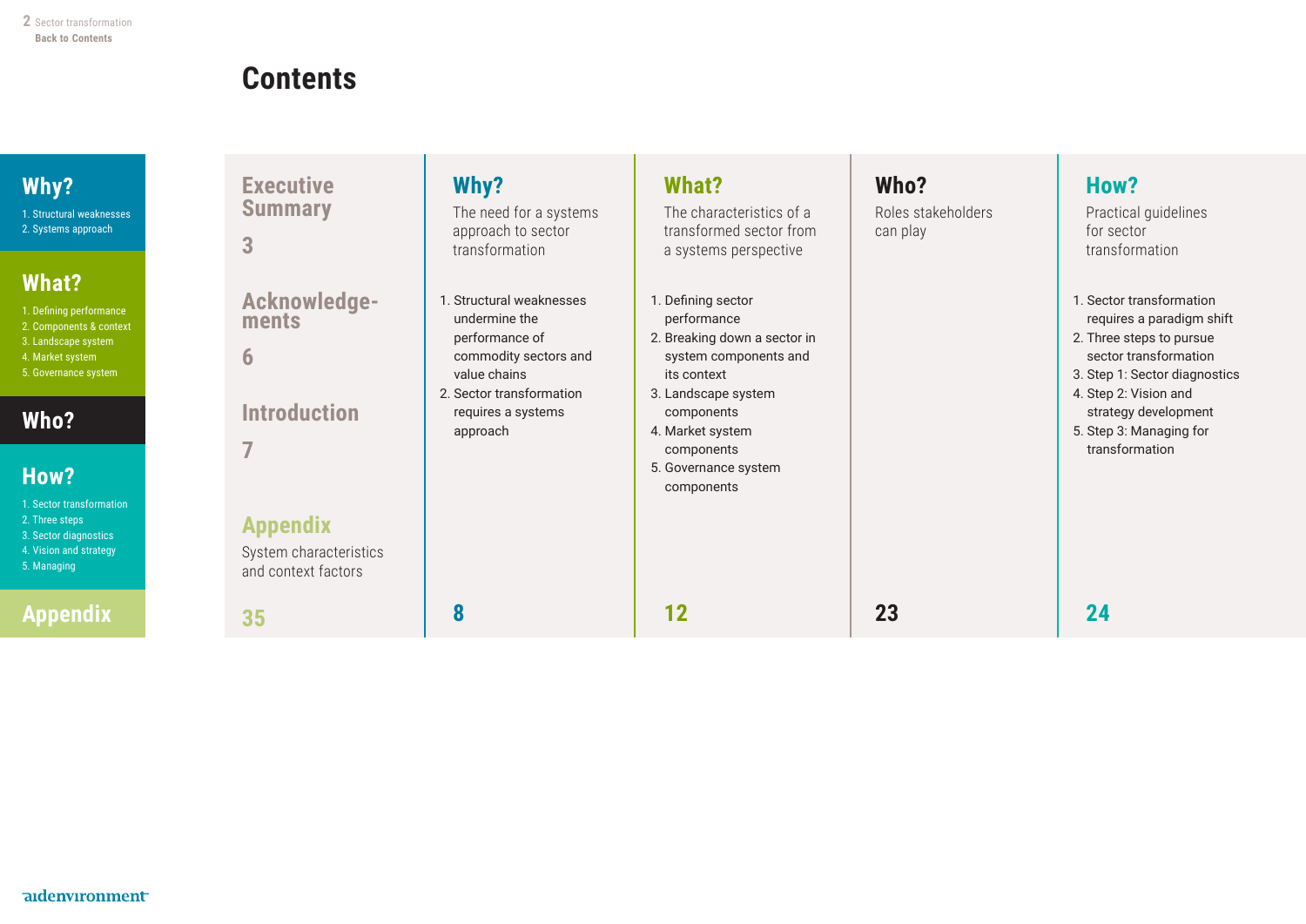# Contents

## Executive Summary

3

## Acknowledgements

6

## Introduction

7

## Why?

The need for a systems approach to sector transformation

1. Structural weaknesses undermine the performance of commodity sectors and value chains
2. Sector transformation requires a systems approach

8

## What?

The characteristics of a transformed sector from a systems perspective

1. Defining sector performance
2. Breaking down a sector in system components and its context
3. Landscape system components
4. Market system components
5. Governance system components

12

## Who?

Roles stakeholders can play

23

## How?

Practical guidelines for sector transformation

1. Sector transformation requires a paradigm shift
2. Three steps to pursue sector transformation
3. Step 1: Sector diagnostics
4. Step 2: Vision and strategy development
5. Step 3: Managing for transformation

24

## Appendix

System characteristics and context factors

35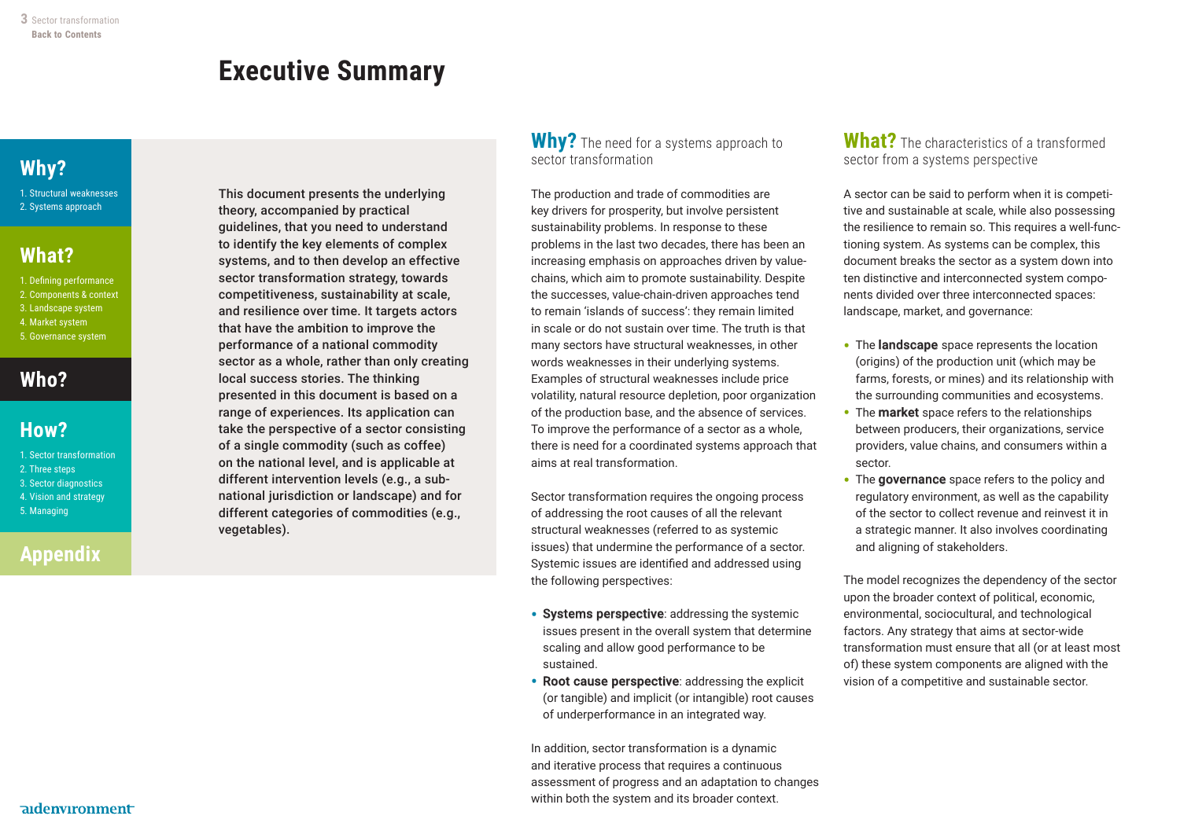# Executive Summary

This document presents the underlying theory, accompanied by practical guidelines, that you need to understand to identify the key elements of complex systems, and to then develop an effective sector transformation strategy, towards competitiveness, sustainability at scale, and resilience over time. It targets actors that have the ambition to improve the performance of a national commodity sector as a whole, rather than only creating local success stories. The thinking presented in this document is based on a range of experiences. Its application can take the perspective of a sector consisting of a single commodity (such as coffee) on the national level, and is applicable at different intervention levels (e.g., a sub-national jurisdiction or landscape) and for different categories of commodities (e.g., vegetables).

## Why? The need for a systems approach to sector transformation

The production and trade of commodities are key drivers for prosperity, but involve persistent sustainability problems. In response to these problems in the last two decades, there has been an increasing emphasis on approaches driven by value-chains, which aim to promote sustainability. Despite the successes, value-chain-driven approaches tend to remain 'islands of success': they remain limited in scale or do not sustain over time. The truth is that many sectors have structural weaknesses, in other words weaknesses in their underlying systems. Examples of structural weaknesses include price volatility, natural resource depletion, poor organization of the production base, and the absence of services. To improve the performance of a sector as a whole, there is need for a coordinated systems approach that aims at real transformation.

Sector transformation requires the ongoing process of addressing the root causes of all the relevant structural weaknesses (referred to as systemic issues) that undermine the performance of a sector. Systemic issues are identified and addressed using the following perspectives:

- **Systems perspective**: addressing the systemic issues present in the overall system that determine scaling and allow good performance to be sustained.
- **Root cause perspective**: addressing the explicit (or tangible) and implicit (or intangible) root causes of underperformance in an integrated way.

In addition, sector transformation is a dynamic and iterative process that requires a continuous assessment of progress and an adaptation to changes within both the system and its broader context.

## What? The characteristics of a transformed sector from a systems perspective

A sector can be said to perform when it is competitive and sustainable at scale, while also possessing the resilience to remain so. This requires a well-functioning system. As systems can be complex, this document breaks the sector as a system down into ten distinctive and interconnected system components divided over three interconnected spaces: landscape, market, and governance:

- The **landscape** space represents the location (origins) of the production unit (which may be farms, forests, or mines) and its relationship with the surrounding communities and ecosystems.
- The **market** space refers to the relationships between producers, their organizations, service providers, value chains, and consumers within a sector.
- The **governance** space refers to the policy and regulatory environment, as well as the capability of the sector to collect revenue and reinvest it in a strategic manner. It also involves coordinating and aligning of stakeholders.

The model recognizes the dependency of the sector upon the broader context of political, economic, environmental, sociocultural, and technological factors. Any strategy that aims at sector-wide transformation must ensure that all (or at least most of) these system components are aligned with the vision of a competitive and sustainable sector.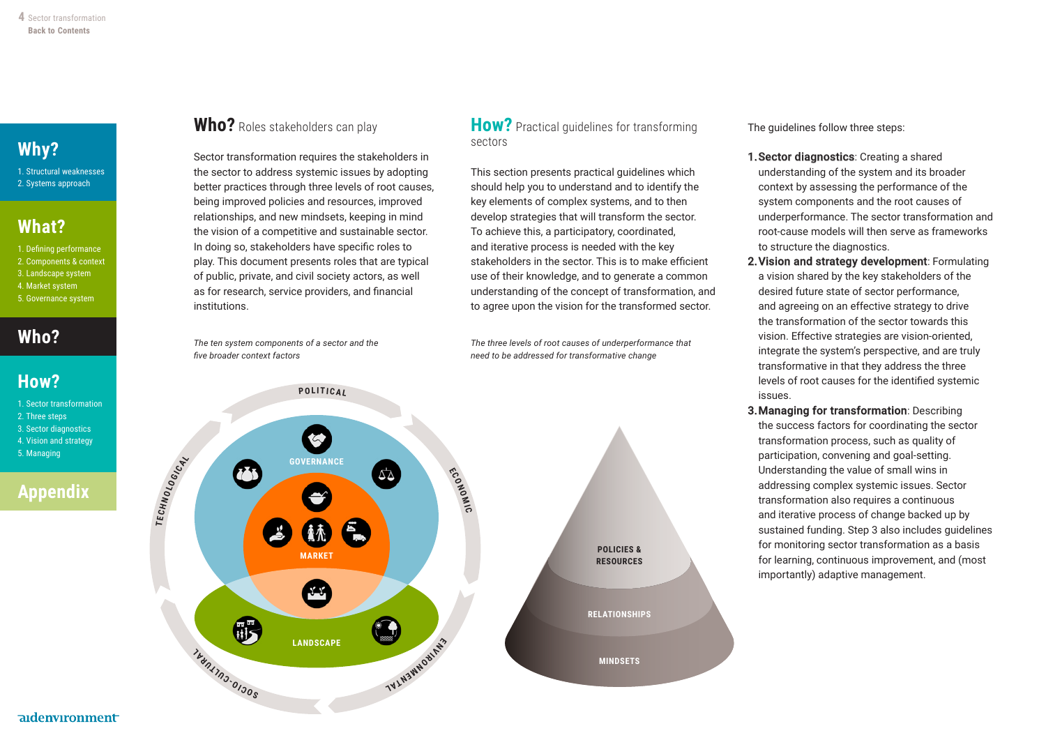## Who? Roles stakeholders can play

Sector transformation requires the stakeholders in the sector to address systemic issues by adopting better practices through three levels of root causes, being improved policies and resources, improved relationships, and new mindsets, keeping in mind the vision of a competitive and sustainable sector. In doing so, stakeholders have specific roles to play. This document presents roles that are typical of public, private, and civil society actors, as well as for research, service providers, and financial institutions.

*The ten system components of a sector and the five broader context factors*

POLITICAL
ECONOMIC
ENVIRONMENTAL
SOCIO-CULTURAL
TECHNOLOGICAL

GOVERNANCE
MARKET
LANDSCAPE

## How? Practical guidelines for transforming sectors

This section presents practical guidelines which should help you to understand and to identify the key elements of complex systems, and to then develop strategies that will transform the sector. To achieve this, a participatory, coordinated, and iterative process is needed with the key stakeholders in the sector. This is to make efficient use of their knowledge, and to generate a common understanding of the concept of transformation, and to agree upon the vision for the transformed sector.

*The three levels of root causes of underperformance that need to be addressed for transformative change*

POLICIES & RESOURCES
RELATIONSHIPS
MINDSETS

The guidelines follow three steps:

1. **Sector diagnostics**: Creating a shared understanding of the system and its broader context by assessing the performance of the system components and the root causes of underperformance. The sector transformation and root-cause models will then serve as frameworks to structure the diagnostics.
2. **Vision and strategy development**: Formulating a vision shared by the key stakeholders of the desired future state of sector performance, and agreeing on an effective strategy to drive the transformation of the sector towards this vision. Effective strategies are vision-oriented, integrate the system's perspective, and are truly transformative in that they address the three levels of root causes for the identified systemic issues.
3. **Managing for transformation**: Describing the success factors for coordinating the sector transformation process, such as quality of participation, convening and goal-setting. Understanding the value of small wins in addressing complex systemic issues. Sector transformation also requires a continuous and iterative process of change backed up by sustained funding. Step 3 also includes guidelines for monitoring sector transformation as a basis for learning, continuous improvement, and (most importantly) adaptive management.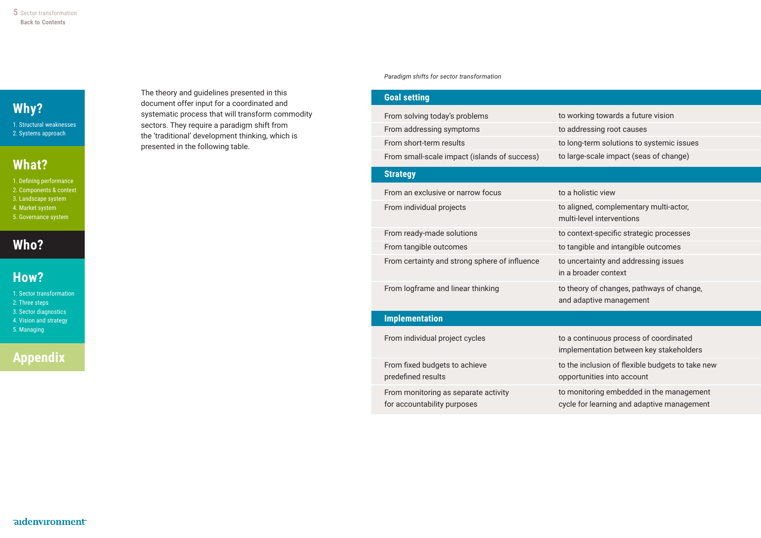The theory and guidelines presented in this document offer input for a coordinated and systematic process that will transform commodity sectors. They require a paradigm shift from the 'traditional' development thinking, which is presented in the following table.

*Paradigm shifts for sector transformation*

| **Goal setting** | |
|---|---|
| From solving today's problems | to working towards a future vision |
| From addressing symptoms | to addressing root causes |
| From short-term results | to long-term solutions to systemic issues |
| From small-scale impact (islands of success) | to large-scale impact (seas of change) |
| **Strategy** | |
| From an exclusive or narrow focus | to a holistic view |
| From individual projects | to aligned, complementary multi-actor, multi-level interventions |
| From ready-made solutions | to context-specific strategic processes |
| From tangible outcomes | to tangible and intangible outcomes |
| From certainty and strong sphere of influence | to uncertainty and addressing issues in a broader context |
| From logframe and linear thinking | to theory of changes, pathways of change, and adaptive management |
| **Implementation** | |
| From individual project cycles | to a continuous process of coordinated implementation between key stakeholders |
| From fixed budgets to achieve predefined results | to the inclusion of flexible budgets to take new opportunities into account |
| From monitoring as separate activity for accountability purposes | to monitoring embedded in the management cycle for learning and adaptive management |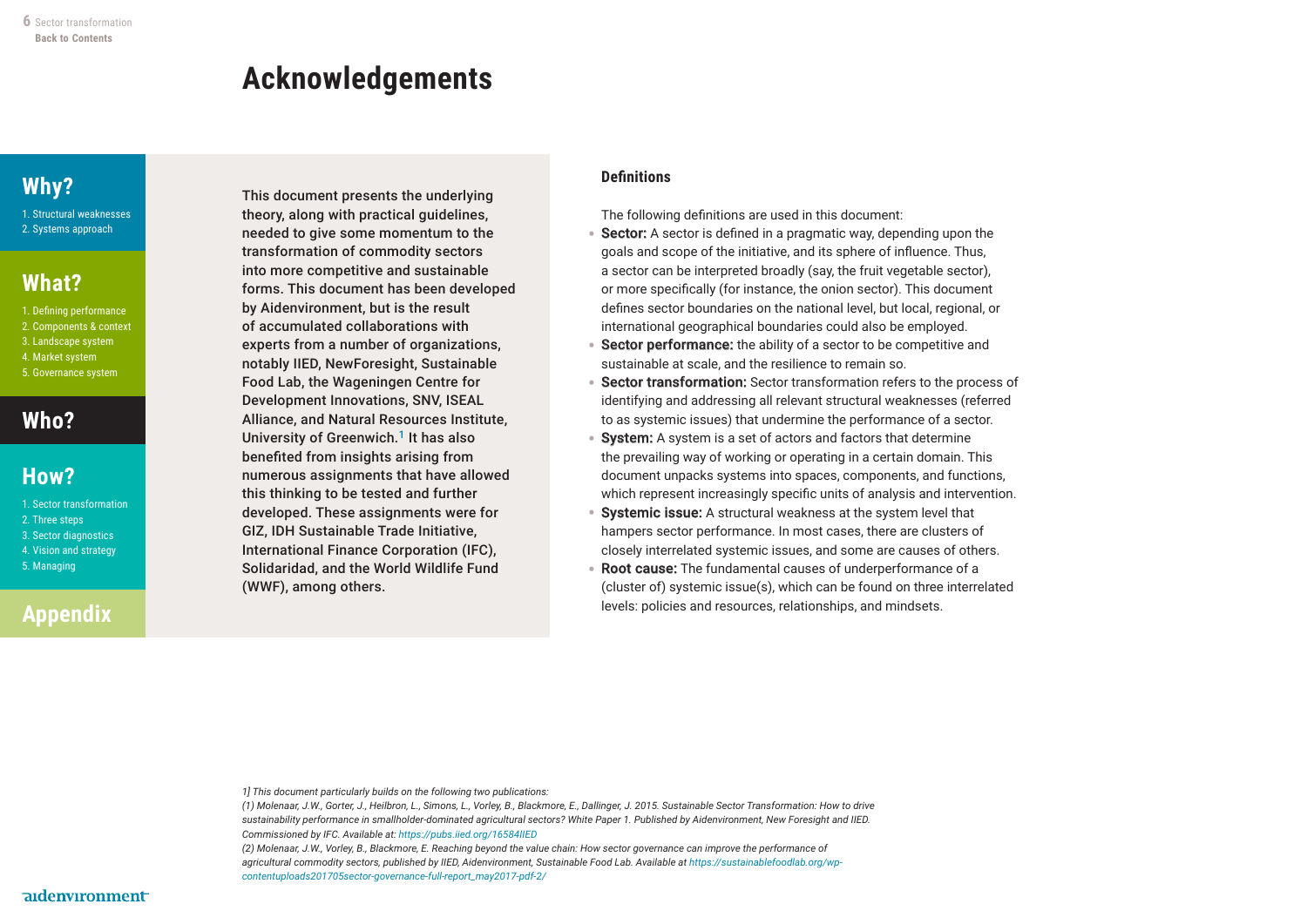# Acknowledgements

This document presents the underlying theory, along with practical guidelines, needed to give some momentum to the transformation of commodity sectors into more competitive and sustainable forms. This document has been developed by Aidenvironment, but is the result of accumulated collaborations with experts from a number of organizations, notably IIED, NewForesight, Sustainable Food Lab, the Wageningen Centre for Development Innovations, SNV, ISEAL Alliance, and Natural Resources Institute, University of Greenwich.[1] It has also benefited from insights arising from numerous assignments that have allowed this thinking to be tested and further developed. These assignments were for GIZ, IDH Sustainable Trade Initiative, International Finance Corporation (IFC), Solidaridad, and the World Wildlife Fund (WWF), among others.

### Definitions

The following definitions are used in this document:

- **Sector:** A sector is defined in a pragmatic way, depending upon the goals and scope of the initiative, and its sphere of influence. Thus, a sector can be interpreted broadly (say, the fruit vegetable sector), or more specifically (for instance, the onion sector). This document defines sector boundaries on the national level, but local, regional, or international geographical boundaries could also be employed.
- **Sector performance:** the ability of a sector to be competitive and sustainable at scale, and the resilience to remain so.
- **Sector transformation:** Sector transformation refers to the process of identifying and addressing all relevant structural weaknesses (referred to as systemic issues) that undermine the performance of a sector.
- **System:** A system is a set of actors and factors that determine the prevailing way of working or operating in a certain domain. This document unpacks systems into spaces, components, and functions, which represent increasingly specific units of analysis and intervention.
- **Systemic issue:** A structural weakness at the system level that hampers sector performance. In most cases, there are clusters of closely interrelated systemic issues, and some are causes of others.
- **Root cause:** The fundamental causes of underperformance of a (cluster of) systemic issue(s), which can be found on three interrelated levels: policies and resources, relationships, and mindsets.

*1] This document particularly builds on the following two publications:*
*(1) Molenaar, J.W., Gorter, J., Heilbron, L., Simons, L., Vorley, B., Blackmore, E., Dallinger, J. 2015. Sustainable Sector Transformation: How to drive sustainability performance in smallholder-dominated agricultural sectors? White Paper 1. Published by Aidenvironment, New Foresight and IIED. Commissioned by IFC. Available at: https://pubs.iied.org/16584IIED*
*(2) Molenaar, J.W., Vorley, B., Blackmore, E. Reaching beyond the value chain: How sector governance can improve the performance of agricultural commodity sectors, published by IIED, Aidenvironment, Sustainable Food Lab. Available at https://sustainablefoodlab.org/wp-contentuploads201705sector-governance-full-report_may2017-pdf-2/*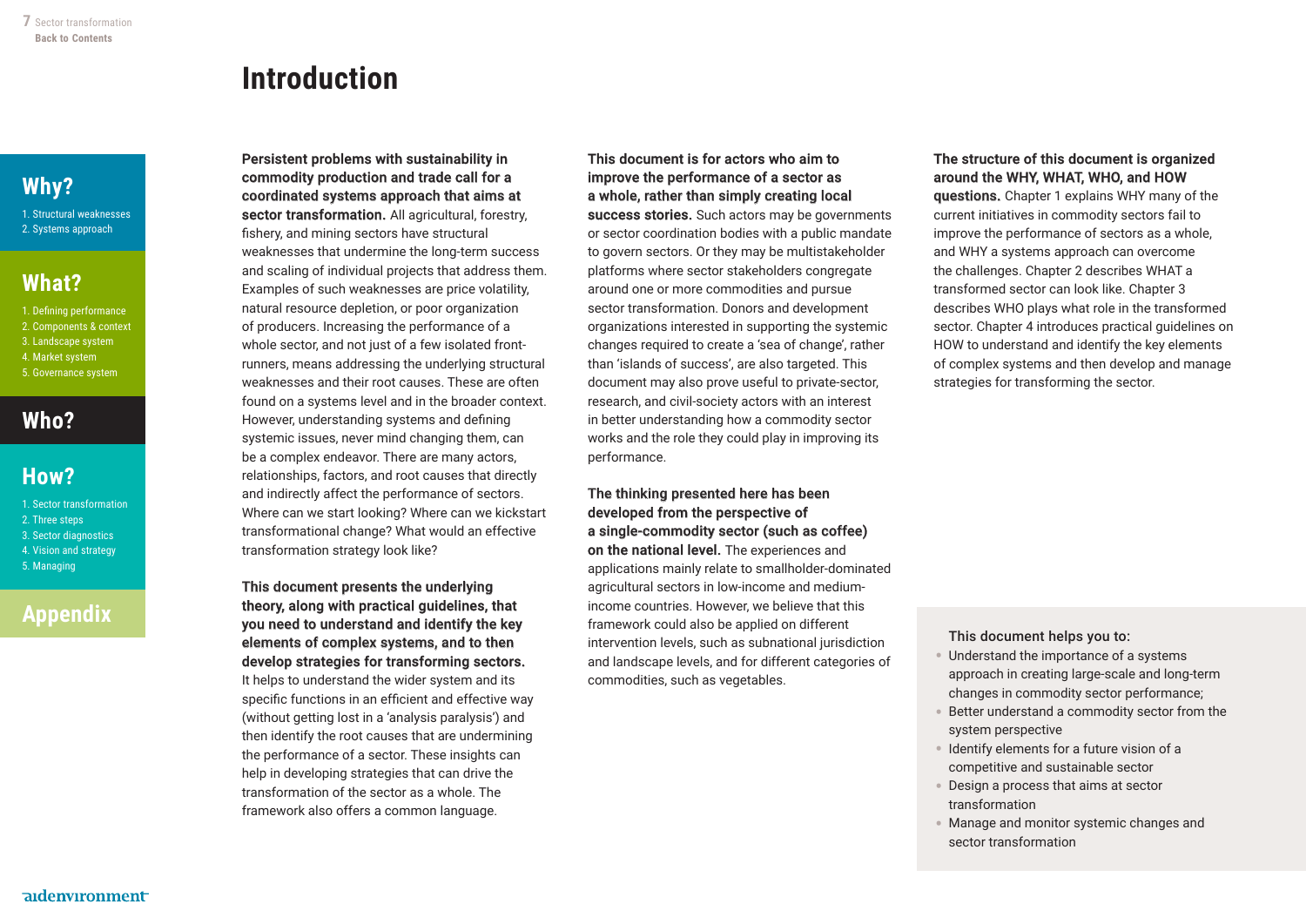# Introduction

**Persistent problems with sustainability in commodity production and trade call for a coordinated systems approach that aims at sector transformation.** All agricultural, forestry, fishery, and mining sectors have structural weaknesses that undermine the long-term success and scaling of individual projects that address them. Examples of such weaknesses are price volatility, natural resource depletion, or poor organization of producers. Increasing the performance of a whole sector, and not just of a few isolated front-runners, means addressing the underlying structural weaknesses and their root causes. These are often found on a systems level and in the broader context. However, understanding systems and defining systemic issues, never mind changing them, can be a complex endeavor. There are many actors, relationships, factors, and root causes that directly and indirectly affect the performance of sectors. Where can we start looking? Where can we kickstart transformational change? What would an effective transformation strategy look like?

**This document presents the underlying theory, along with practical guidelines, that you need to understand and identify the key elements of complex systems, and to then develop strategies for transforming sectors.** It helps to understand the wider system and its specific functions in an efficient and effective way (without getting lost in a 'analysis paralysis') and then identify the root causes that are undermining the performance of a sector. These insights can help in developing strategies that can drive the transformation of the sector as a whole. The framework also offers a common language.

**This document is for actors who aim to improve the performance of a sector as a whole, rather than simply creating local success stories.** Such actors may be governments or sector coordination bodies with a public mandate to govern sectors. Or they may be multistakeholder platforms where sector stakeholders congregate around one or more commodities and pursue sector transformation. Donors and development organizations interested in supporting the systemic changes required to create a 'sea of change', rather than 'islands of success', are also targeted. This document may also prove useful to private-sector, research, and civil-society actors with an interest in better understanding how a commodity sector works and the role they could play in improving its performance.

**The thinking presented here has been developed from the perspective of a single-commodity sector (such as coffee) on the national level.** The experiences and applications mainly relate to smallholder-dominated agricultural sectors in low-income and medium-income countries. However, we believe that this framework could also be applied on different intervention levels, such as subnational jurisdiction and landscape levels, and for different categories of commodities, such as vegetables.

**The structure of this document is organized around the WHY, WHAT, WHO, and HOW questions.** Chapter 1 explains WHY many of the current initiatives in commodity sectors fail to improve the performance of sectors as a whole, and WHY a systems approach can overcome the challenges. Chapter 2 describes WHAT a transformed sector can look like. Chapter 3 describes WHO plays what role in the transformed sector. Chapter 4 introduces practical guidelines on HOW to understand and identify the key elements of complex systems and then develop and manage strategies for transforming the sector.

This document helps you to:

- Understand the importance of a systems approach in creating large-scale and long-term changes in commodity sector performance;
- Better understand a commodity sector from the system perspective
- Identify elements for a future vision of a competitive and sustainable sector
- Design a process that aims at sector transformation
- Manage and monitor systemic changes and sector transformation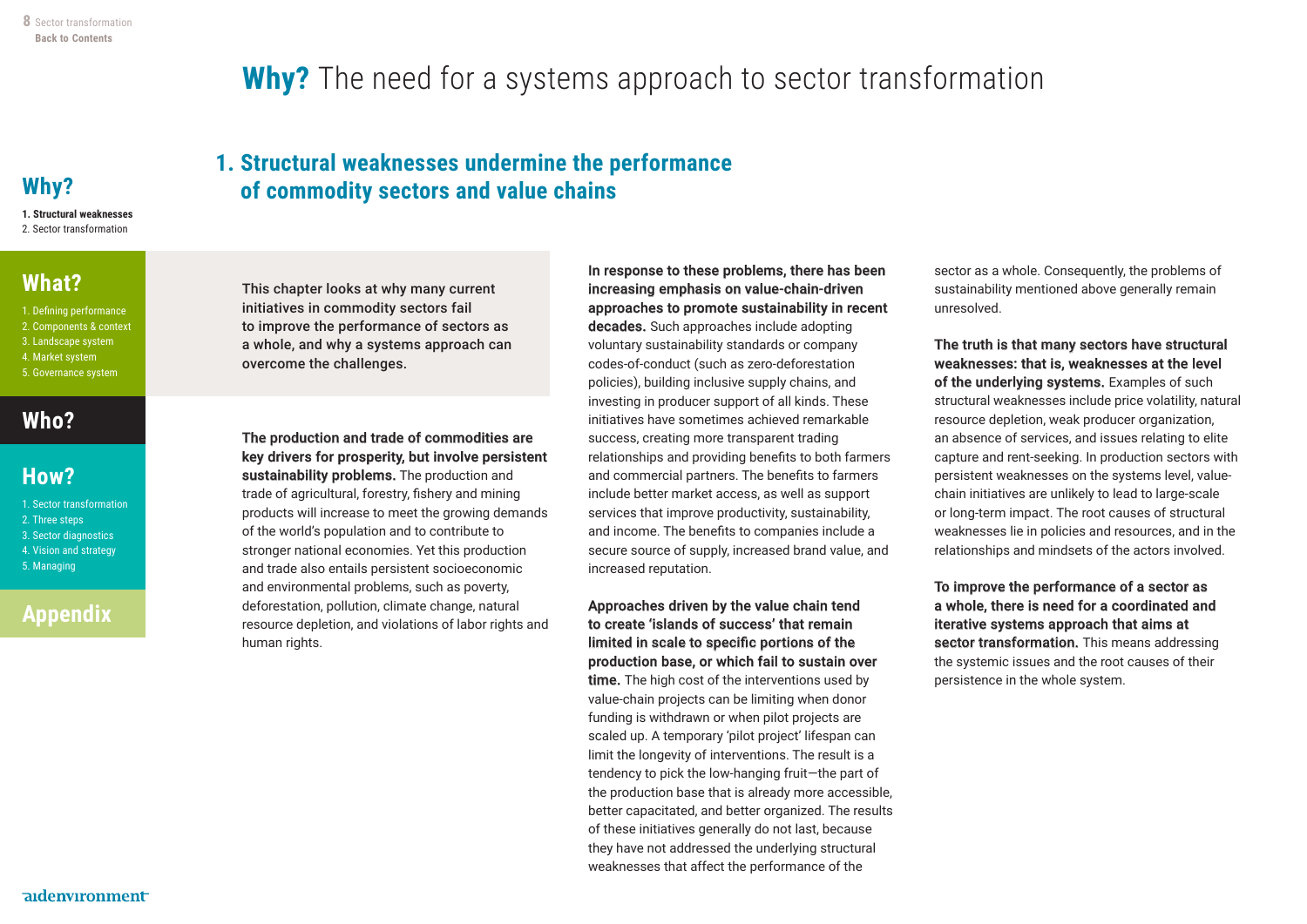# **Why?** The need for a systems approach to sector transformation

## 1. Structural weaknesses undermine the performance of commodity sectors and value chains

This chapter looks at why many current initiatives in commodity sectors fail to improve the performance of sectors as a whole, and why a systems approach can overcome the challenges.

**The production and trade of commodities are key drivers for prosperity, but involve persistent sustainability problems.** The production and trade of agricultural, forestry, fishery and mining products will increase to meet the growing demands of the world's population and to contribute to stronger national economies. Yet this production and trade also entails persistent socioeconomic and environmental problems, such as poverty, deforestation, pollution, climate change, natural resource depletion, and violations of labor rights and human rights.

**In response to these problems, there has been increasing emphasis on value-chain-driven approaches to promote sustainability in recent decades.** Such approaches include adopting voluntary sustainability standards or company codes-of-conduct (such as zero-deforestation policies), building inclusive supply chains, and investing in producer support of all kinds. These initiatives have sometimes achieved remarkable success, creating more transparent trading relationships and providing benefits to both farmers and commercial partners. The benefits to farmers include better market access, as well as support services that improve productivity, sustainability, and income. The benefits to companies include a secure source of supply, increased brand value, and increased reputation.

**Approaches driven by the value chain tend to create 'islands of success' that remain limited in scale to specific portions of the production base, or which fail to sustain over time.** The high cost of the interventions used by value-chain projects can be limiting when donor funding is withdrawn or when pilot projects are scaled up. A temporary 'pilot project' lifespan can limit the longevity of interventions. The result is a tendency to pick the low-hanging fruit—the part of the production base that is already more accessible, better capacitated, and better organized. The results of these initiatives generally do not last, because they have not addressed the underlying structural weaknesses that affect the performance of the sector as a whole. Consequently, the problems of sustainability mentioned above generally remain unresolved.

**The truth is that many sectors have structural weaknesses: that is, weaknesses at the level of the underlying systems.** Examples of such structural weaknesses include price volatility, natural resource depletion, weak producer organization, an absence of services, and issues relating to elite capture and rent-seeking. In production sectors with persistent weaknesses on the systems level, value-chain initiatives are unlikely to lead to large-scale or long-term impact. The root causes of structural weaknesses lie in policies and resources, and in the relationships and mindsets of the actors involved.

**To improve the performance of a sector as a whole, there is need for a coordinated and iterative systems approach that aims at sector transformation.** This means addressing the systemic issues and the root causes of their persistence in the whole system.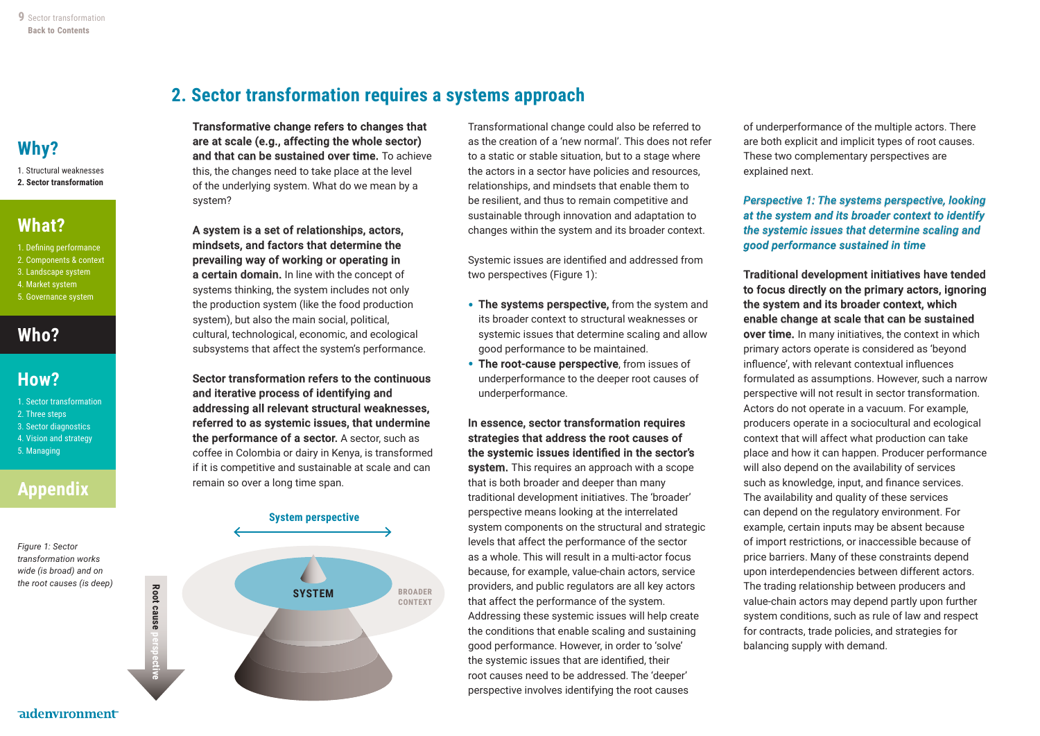## 2. Sector transformation requires a systems approach

**Transformative change refers to changes that are at scale (e.g., affecting the whole sector) and that can be sustained over time.** To achieve this, the changes need to take place at the level of the underlying system. What do we mean by a system?

**A system is a set of relationships, actors, mindsets, and factors that determine the prevailing way of working or operating in a certain domain.** In line with the concept of systems thinking, the system includes not only the production system (like the food production system), but also the main social, political, cultural, technological, economic, and ecological subsystems that affect the system's performance.

**Sector transformation refers to the continuous and iterative process of identifying and addressing all relevant structural weaknesses, referred to as systemic issues, that undermine the performance of a sector.** A sector, such as coffee in Colombia or dairy in Kenya, is transformed if it is competitive and sustainable at scale and can remain so over a long time span.

System perspective

SYSTEM

BROADER CONTEXT

Root cause perspective

*Figure 1: Sector transformation works wide (is broad) and on the root causes (is deep)*

Transformational change could also be referred to as the creation of a 'new normal'. This does not refer to a static or stable situation, but to a stage where the actors in a sector have policies and resources, relationships, and mindsets that enable them to be resilient, and thus to remain competitive and sustainable through innovation and adaptation to changes within the system and its broader context.

Systemic issues are identified and addressed from two perspectives (Figure 1):

- **The systems perspective,** from the system and its broader context to structural weaknesses or systemic issues that determine scaling and allow good performance to be maintained.
- **The root-cause perspective**, from issues of underperformance to the deeper root causes of underperformance.

**In essence, sector transformation requires strategies that address the root causes of the systemic issues identified in the sector's system.** This requires an approach with a scope that is both broader and deeper than many traditional development initiatives. The 'broader' perspective means looking at the interrelated system components on the structural and strategic levels that affect the performance of the sector as a whole. This will result in a multi-actor focus because, for example, value-chain actors, service providers, and public regulators are all key actors that affect the performance of the system. Addressing these systemic issues will help create the conditions that enable scaling and sustaining good performance. However, in order to 'solve' the systemic issues that are identified, their root causes need to be addressed. The 'deeper' perspective involves identifying the root causes of underperformance of the multiple actors. There are both explicit and implicit types of root causes. These two complementary perspectives are explained next.

### *Perspective 1: The systems perspective, looking at the system and its broader context to identify the systemic issues that determine scaling and good performance sustained in time*

**Traditional development initiatives have tended to focus directly on the primary actors, ignoring the system and its broader context, which enable change at scale that can be sustained over time.** In many initiatives, the context in which primary actors operate is considered as 'beyond influence', with relevant contextual influences formulated as assumptions. However, such a narrow perspective will not result in sector transformation. Actors do not operate in a vacuum. For example, producers operate in a sociocultural and ecological context that will affect what production can take place and how it can happen. Producer performance will also depend on the availability of services such as knowledge, input, and finance services. The availability and quality of these services can depend on the regulatory environment. For example, certain inputs may be absent because of import restrictions, or inaccessible because of price barriers. Many of these constraints depend upon interdependencies between different actors. The trading relationship between producers and value-chain actors may depend partly upon further system conditions, such as rule of law and respect for contracts, trade policies, and strategies for balancing supply with demand.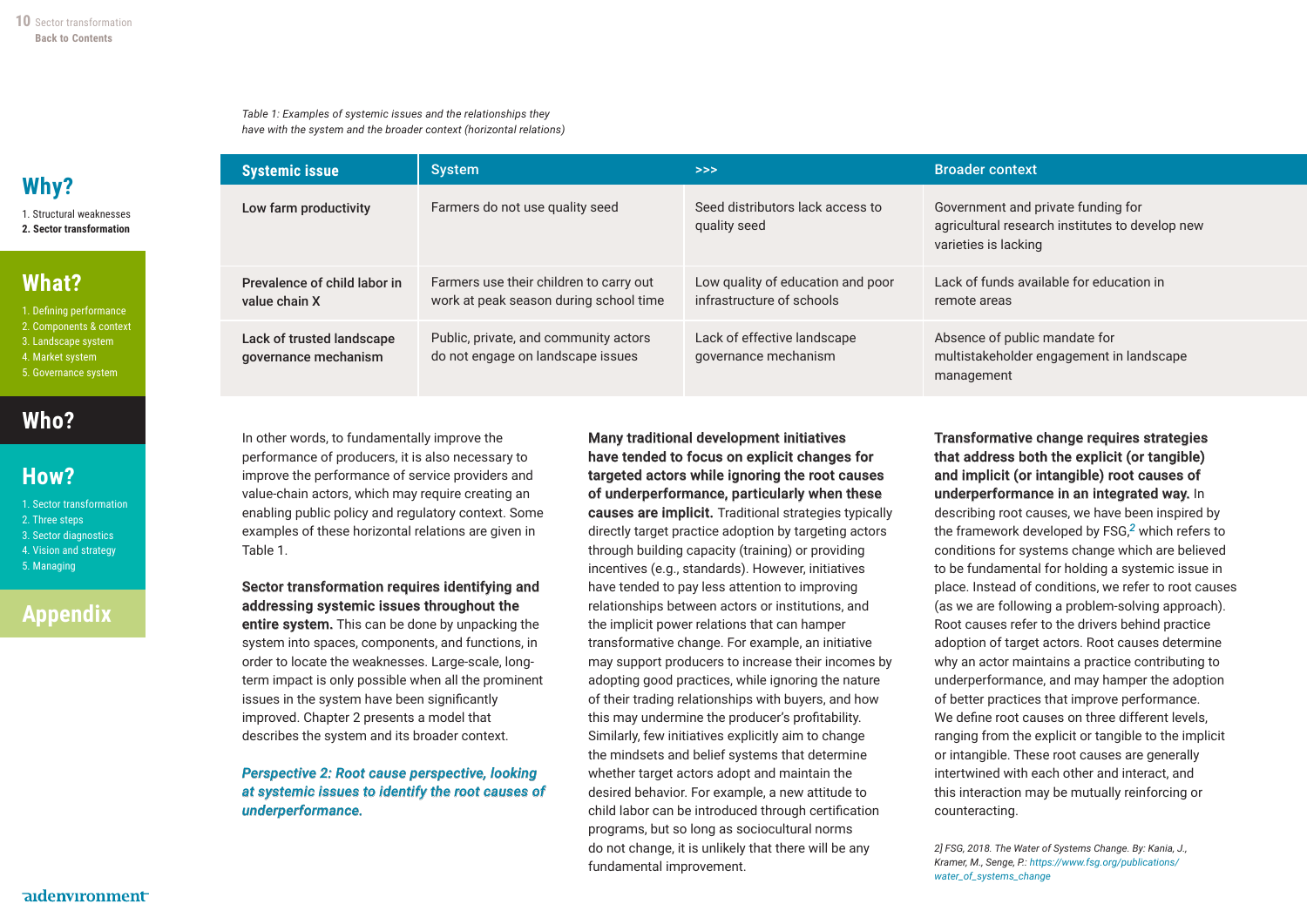*Table 1: Examples of systemic issues and the relationships they have with the system and the broader context (horizontal relations)*

| Systemic issue | System | >>> | Broader context |
|---|---|---|---|
| Low farm productivity | Farmers do not use quality seed | Seed distributors lack access to quality seed | Government and private funding for agricultural research institutes to develop new varieties is lacking |
| Prevalence of child labor in value chain X | Farmers use their children to carry out work at peak season during school time | Low quality of education and poor infrastructure of schools | Lack of funds available for education in remote areas |
| Lack of trusted landscape governance mechanism | Public, private, and community actors do not engage on landscape issues | Lack of effective landscape governance mechanism | Absence of public mandate for multistakeholder engagement in landscape management |

In other words, to fundamentally improve the performance of producers, it is also necessary to improve the performance of service providers and value-chain actors, which may require creating an enabling public policy and regulatory context. Some examples of these horizontal relations are given in Table 1.

**Sector transformation requires identifying and addressing systemic issues throughout the entire system.** This can be done by unpacking the system into spaces, components, and functions, in order to locate the weaknesses. Large-scale, long-term impact is only possible when all the prominent issues in the system have been significantly improved. Chapter 2 presents a model that describes the system and its broader context.

***Perspective 2: Root cause perspective, looking at systemic issues to identify the root causes of underperformance.***

**Many traditional development initiatives have tended to focus on explicit changes for targeted actors while ignoring the root causes of underperformance, particularly when these causes are implicit.** Traditional strategies typically directly target practice adoption by targeting actors through building capacity (training) or providing incentives (e.g., standards). However, initiatives have tended to pay less attention to improving relationships between actors or institutions, and the implicit power relations that can hamper transformative change. For example, an initiative may support producers to increase their incomes by adopting good practices, while ignoring the nature of their trading relationships with buyers, and how this may undermine the producer's profitability. Similarly, few initiatives explicitly aim to change the mindsets and belief systems that determine whether target actors adopt and maintain the desired behavior. For example, a new attitude to child labor can be introduced through certification programs, but so long as sociocultural norms do not change, it is unlikely that there will be any fundamental improvement.

**Transformative change requires strategies that address both the explicit (or tangible) and implicit (or intangible) root causes of underperformance in an integrated way.** In describing root causes, we have been inspired by the framework developed by FSG,[2] which refers to conditions for systems change which are believed to be fundamental for holding a systemic issue in place. Instead of conditions, we refer to root causes (as we are following a problem-solving approach). Root causes refer to the drivers behind practice adoption of target actors. Root causes determine why an actor maintains a practice contributing to underperformance, and may hamper the adoption of better practices that improve performance. We define root causes on three different levels, ranging from the explicit or tangible to the implicit or intangible. These root causes are generally intertwined with each other and interact, and this interaction may be mutually reinforcing or counteracting.

*2] FSG, 2018. The Water of Systems Change. By: Kania, J., Kramer, M., Senge, P.: https://www.fsg.org/publications/water_of_systems_change*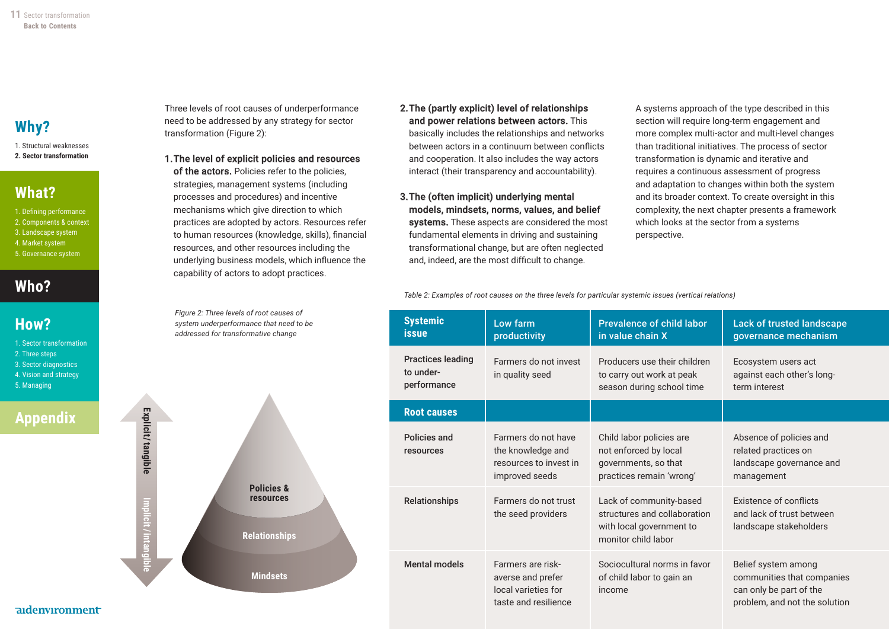Three levels of root causes of underperformance need to be addressed by any strategy for sector transformation (Figure 2):

1. **The level of explicit policies and resources of the actors.** Policies refer to the policies, strategies, management systems (including processes and procedures) and incentive mechanisms which give direction to which practices are adopted by actors. Resources refer to human resources (knowledge, skills), financial resources, and other resources including the underlying business models, which influence the capability of actors to adopt practices.

*Figure 2: Three levels of root causes of system underperformance that need to be addressed for transformative change*

Explicit/tangible — Implicit/intangible

Policies & resources

Relationships

Mindsets

2. **The (partly explicit) level of relationships and power relations between actors.** This basically includes the relationships and networks between actors in a continuum between conflicts and cooperation. It also includes the way actors interact (their transparency and accountability).

3. **The (often implicit) underlying mental models, mindsets, norms, values, and belief systems.** These aspects are considered the most fundamental elements in driving and sustaining transformational change, but are often neglected and, indeed, are the most difficult to change.

A systems approach of the type described in this section will require long-term engagement and more complex multi-actor and multi-level changes than traditional initiatives. The process of sector transformation is dynamic and iterative and requires a continuous assessment of progress and adaptation to changes within both the system and its broader context. To create oversight in this complexity, the next chapter presents a framework which looks at the sector from a systems perspective.

*Table 2: Examples of root causes on the three levels for particular systemic issues (vertical relations)*

| **Systemic issue** | **Low farm productivity** | **Prevalence of child labor in value chain X** | **Lack of trusted landscape governance mechanism** |
|---|---|---|---|
| **Practices leading to under-performance** | Farmers do not invest in quality seed | Producers use their children to carry out work at peak season during school time | Ecosystem users act against each other's long-term interest |
| **Root causes** | | | |
| **Policies and resources** | Farmers do not have the knowledge and resources to invest in improved seeds | Child labor policies are not enforced by local governments, so that practices remain 'wrong' | Absence of policies and related practices on landscape governance and management |
| **Relationships** | Farmers do not trust the seed providers | Lack of community-based structures and collaboration with local government to monitor child labor | Existence of conflicts and lack of trust between landscape stakeholders |
| **Mental models** | Farmers are risk-averse and prefer local varieties for taste and resilience | Sociocultural norms in favor of child labor to gain an income | Belief system among communities that companies can only be part of the problem, and not the solution |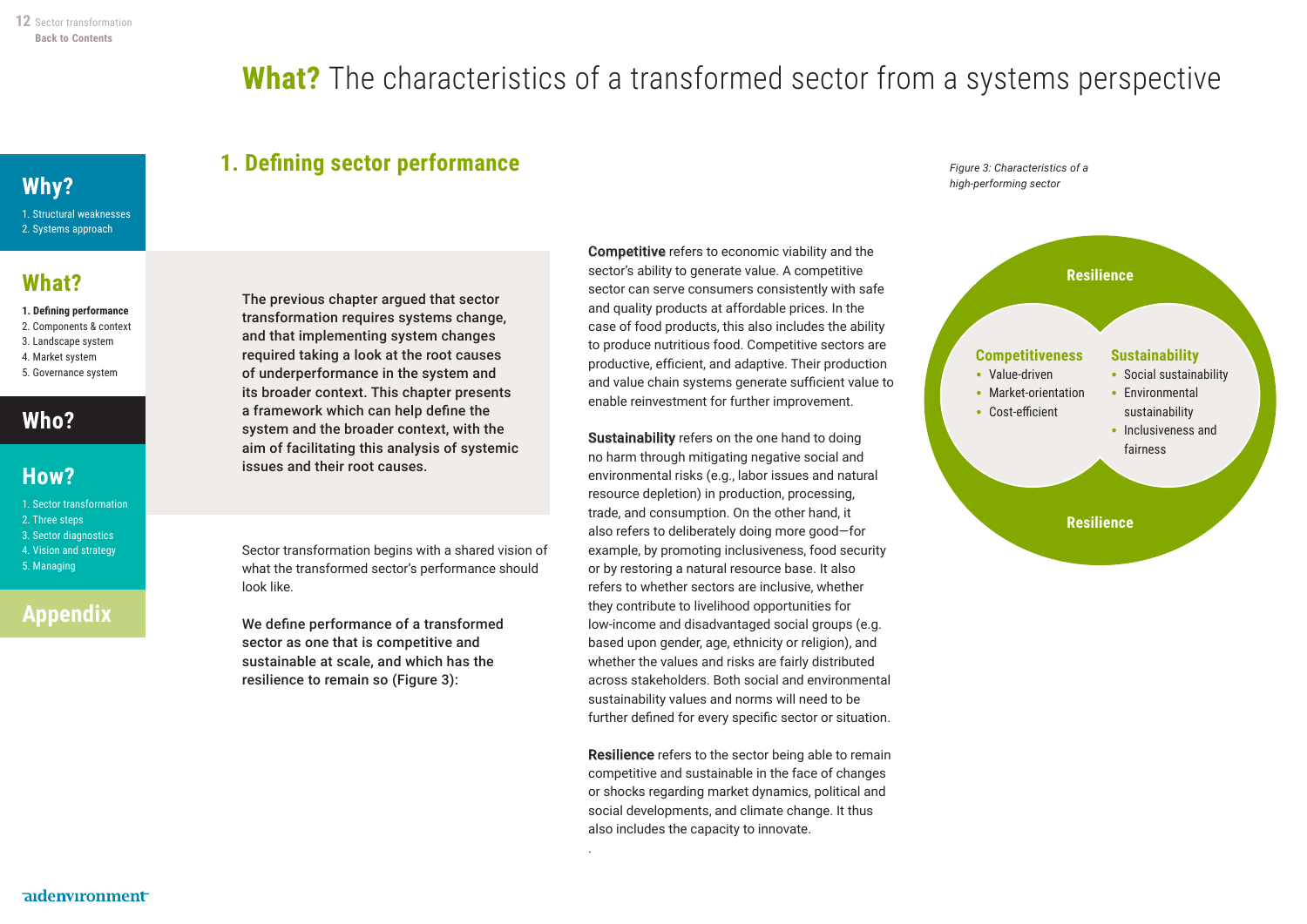# What? The characteristics of a transformed sector from a systems perspective

## 1. Defining sector performance

**The previous chapter argued that sector transformation requires systems change, and that implementing system changes required taking a look at the root causes of underperformance in the system and its broader context. This chapter presents a framework which can help define the system and the broader context, with the aim of facilitating this analysis of systemic issues and their root causes.**

Sector transformation begins with a shared vision of what the transformed sector's performance should look like.

**We define performance of a transformed sector as one that is competitive and sustainable at scale, and which has the resilience to remain so (Figure 3):**

**Competitive** refers to economic viability and the sector's ability to generate value. A competitive sector can serve consumers consistently with safe and quality products at affordable prices. In the case of food products, this also includes the ability to produce nutritious food. Competitive sectors are productive, efficient, and adaptive. Their production and value chain systems generate sufficient value to enable reinvestment for further improvement.

**Sustainability** refers on the one hand to doing no harm through mitigating negative social and environmental risks (e.g., labor issues and natural resource depletion) in production, processing, trade, and consumption. On the other hand, it also refers to deliberately doing more good—for example, by promoting inclusiveness, food security or by restoring a natural resource base. It also refers to whether sectors are inclusive, whether they contribute to livelihood opportunities for low-income and disadvantaged social groups (e.g. based upon gender, age, ethnicity or religion), and whether the values and risks are fairly distributed across stakeholders. Both social and environmental sustainability values and norms will need to be further defined for every specific sector or situation.

**Resilience** refers to the sector being able to remain competitive and sustainable in the face of changes or shocks regarding market dynamics, political and social developments, and climate change. It thus also includes the capacity to innovate.

*Figure 3: Characteristics of a high-performing sector*

**Resilience**

**Competitiveness**
- Value-driven
- Market-orientation
- Cost-efficient

**Sustainability**
- Social sustainability
- Environmental sustainability
- Inclusiveness and fairness

**Resilience**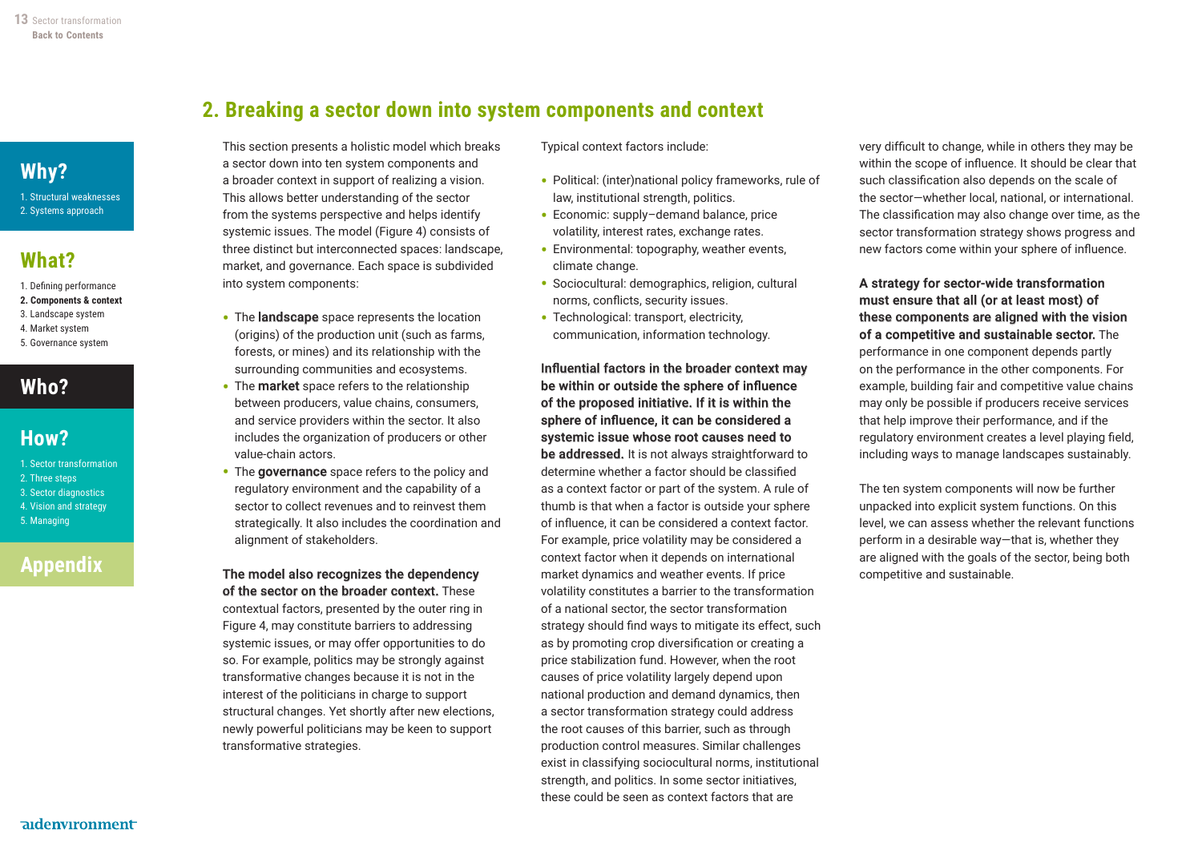## 2. Breaking a sector down into system components and context

This section presents a holistic model which breaks a sector down into ten system components and a broader context in support of realizing a vision. This allows better understanding of the sector from the systems perspective and helps identify systemic issues. The model (Figure 4) consists of three distinct but interconnected spaces: landscape, market, and governance. Each space is subdivided into system components:

- The **landscape** space represents the location (origins) of the production unit (such as farms, forests, or mines) and its relationship with the surrounding communities and ecosystems.
- The **market** space refers to the relationship between producers, value chains, consumers, and service providers within the sector. It also includes the organization of producers or other value-chain actors.
- The **governance** space refers to the policy and regulatory environment and the capability of a sector to collect revenues and to reinvest them strategically. It also includes the coordination and alignment of stakeholders.

**The model also recognizes the dependency of the sector on the broader context.** These contextual factors, presented by the outer ring in Figure 4, may constitute barriers to addressing systemic issues, or may offer opportunities to do so. For example, politics may be strongly against transformative changes because it is not in the interest of the politicians in charge to support structural changes. Yet shortly after new elections, newly powerful politicians may be keen to support transformative strategies.

Typical context factors include:

- Political: (inter)national policy frameworks, rule of law, institutional strength, politics.
- Economic: supply–demand balance, price volatility, interest rates, exchange rates.
- Environmental: topography, weather events, climate change.
- Sociocultural: demographics, religion, cultural norms, conflicts, security issues.
- Technological: transport, electricity, communication, information technology.

**Influential factors in the broader context may be within or outside the sphere of influence of the proposed initiative. If it is within the sphere of influence, it can be considered a systemic issue whose root causes need to be addressed.** It is not always straightforward to determine whether a factor should be classified as a context factor or part of the system. A rule of thumb is that when a factor is outside your sphere of influence, it can be considered a context factor. For example, price volatility may be considered a context factor when it depends on international market dynamics and weather events. If price volatility constitutes a barrier to the transformation of a national sector, the sector transformation strategy should find ways to mitigate its effect, such as by promoting crop diversification or creating a price stabilization fund. However, when the root causes of price volatility largely depend upon national production and demand dynamics, then a sector transformation strategy could address the root causes of this barrier, such as through production control measures. Similar challenges exist in classifying sociocultural norms, institutional strength, and politics. In some sector initiatives, these could be seen as context factors that are very difficult to change, while in others they may be within the scope of influence. It should be clear that such classification also depends on the scale of the sector—whether local, national, or international. The classification may also change over time, as the sector transformation strategy shows progress and new factors come within your sphere of influence.

**A strategy for sector-wide transformation must ensure that all (or at least most) of these components are aligned with the vision of a competitive and sustainable sector.** The performance in one component depends partly on the performance in the other components. For example, building fair and competitive value chains may only be possible if producers receive services that help improve their performance, and if the regulatory environment creates a level playing field, including ways to manage landscapes sustainably.

The ten system components will now be further unpacked into explicit system functions. On this level, we can assess whether the relevant functions perform in a desirable way—that is, whether they are aligned with the goals of the sector, being both competitive and sustainable.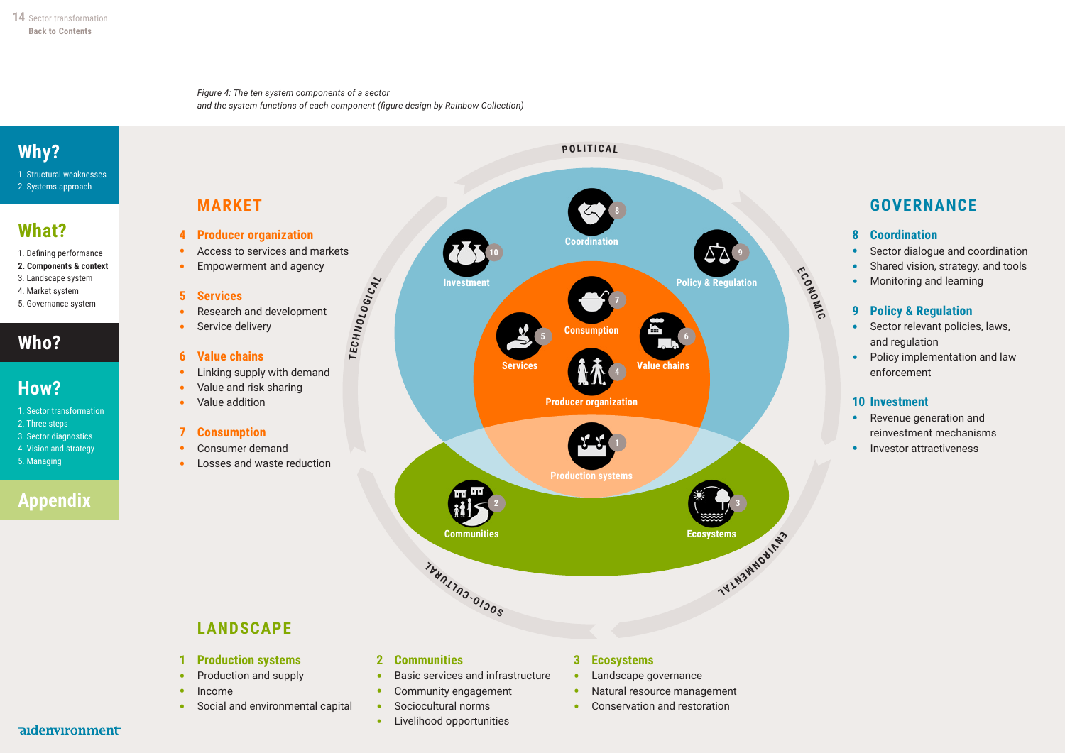*Figure 4: The ten system components of a sector and the system functions of each component (figure design by Rainbow Collection)*

## MARKET

### 4 Producer organization
- Access to services and markets
- Empowerment and agency

### 5 Services
- Research and development
- Service delivery

### 6 Value chains
- Linking supply with demand
- Value and risk sharing
- Value addition

### 7 Consumption
- Consumer demand
- Losses and waste reduction

## GOVERNANCE

### 8 Coordination
- Sector dialogue and coordination
- Shared vision, strategy. and tools
- Monitoring and learning

### 9 Policy & Regulation
- Sector relevant policies, laws, and regulation
- Policy implementation and law enforcement

### 10 Investment
- Revenue generation and reinvestment mechanisms
- Investor attractiveness

## LANDSCAPE

### 1 Production systems
- Production and supply
- Income
- Social and environmental capital

### 2 Communities
- Basic services and infrastructure
- Community engagement
- Sociocultural norms
- Livelihood opportunities

### 3 Ecosystems
- Landscape governance
- Natural resource management
- Conservation and restoration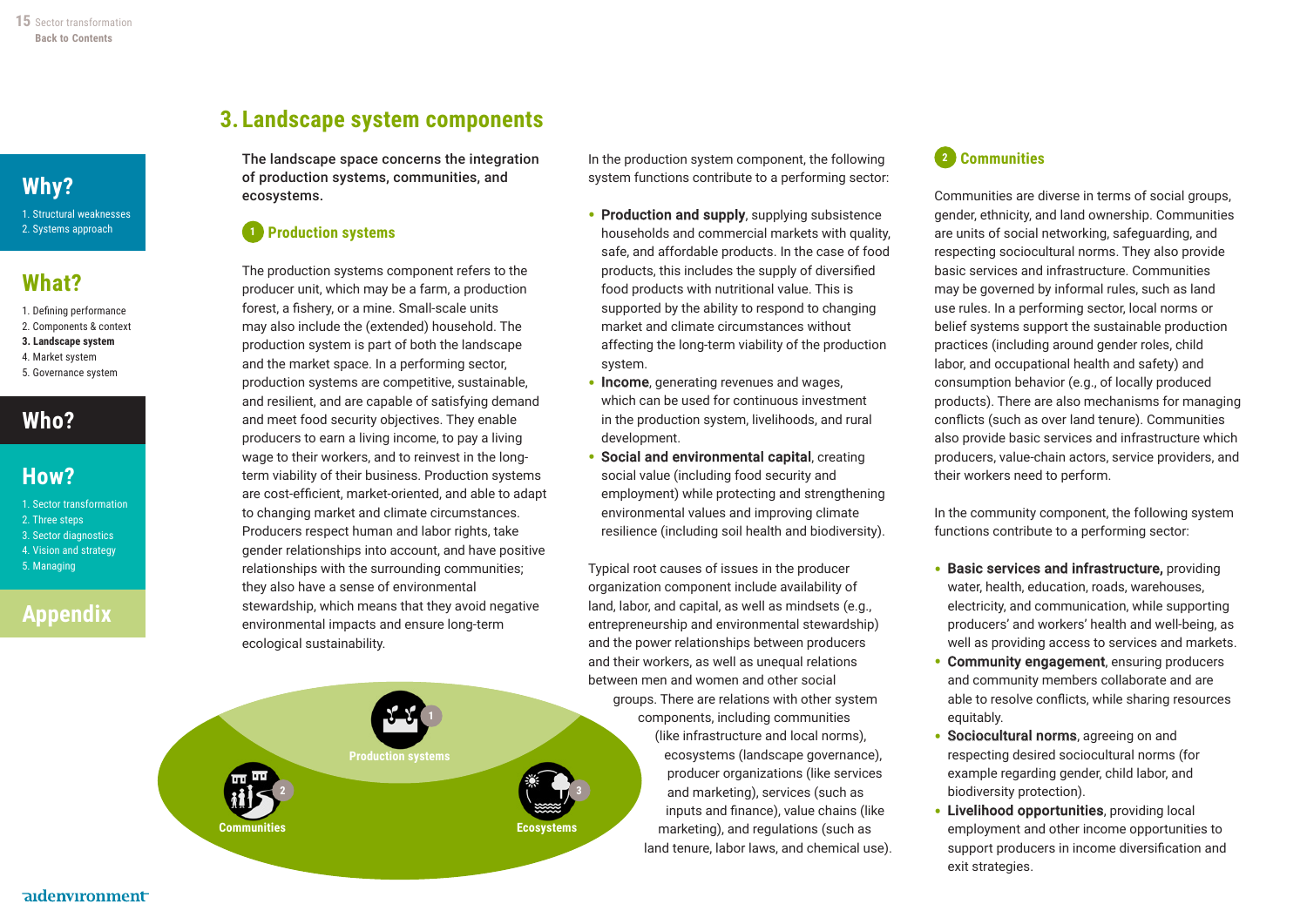## 3. Landscape system components

**The landscape space concerns the integration of production systems, communities, and ecosystems.**

### 1 Production systems

The production systems component refers to the producer unit, which may be a farm, a production forest, a fishery, or a mine. Small-scale units may also include the (extended) household. The production system is part of both the landscape and the market space. In a performing sector, production systems are competitive, sustainable, and resilient, and are capable of satisfying demand and meet food security objectives. They enable producers to earn a living income, to pay a living wage to their workers, and to reinvest in the long-term viability of their business. Production systems are cost-efficient, market-oriented, and able to adapt to changing market and climate circumstances. Producers respect human and labor rights, take gender relationships into account, and have positive relationships with the surrounding communities; they also have a sense of environmental stewardship, which means that they avoid negative environmental impacts and ensure long-term ecological sustainability.

Production systems

Communities

Ecosystems

In the production system component, the following system functions contribute to a performing sector:

- **Production and supply**, supplying subsistence households and commercial markets with quality, safe, and affordable products. In the case of food products, this includes the supply of diversified food products with nutritional value. This is supported by the ability to respond to changing market and climate circumstances without affecting the long-term viability of the production system.
- **Income**, generating revenues and wages, which can be used for continuous investment in the production system, livelihoods, and rural development.
- **Social and environmental capital**, creating social value (including food security and employment) while protecting and strengthening environmental values and improving climate resilience (including soil health and biodiversity).

Typical root causes of issues in the producer organization component include availability of land, labor, and capital, as well as mindsets (e.g., entrepreneurship and environmental stewardship) and the power relationships between producers and their workers, as well as unequal relations between men and women and other social groups. There are relations with other system components, including communities (like infrastructure and local norms), ecosystems (landscape governance), producer organizations (like services and marketing), services (such as inputs and finance), value chains (like marketing), and regulations (such as land tenure, labor laws, and chemical use).

### 2 Communities

Communities are diverse in terms of social groups, gender, ethnicity, and land ownership. Communities are units of social networking, safeguarding, and respecting sociocultural norms. They also provide basic services and infrastructure. Communities may be governed by informal rules, such as land use rules. In a performing sector, local norms or belief systems support the sustainable production practices (including around gender roles, child labor, and occupational health and safety) and consumption behavior (e.g., of locally produced products). There are also mechanisms for managing conflicts (such as over land tenure). Communities also provide basic services and infrastructure which producers, value-chain actors, service providers, and their workers need to perform.

In the community component, the following system functions contribute to a performing sector:

- **Basic services and infrastructure,** providing water, health, education, roads, warehouses, electricity, and communication, while supporting producers' and workers' health and well-being, as well as providing access to services and markets.
- **Community engagement**, ensuring producers and community members collaborate and are able to resolve conflicts, while sharing resources equitably.
- **Sociocultural norms**, agreeing on and respecting desired sociocultural norms (for example regarding gender, child labor, and biodiversity protection).
- **Livelihood opportunities**, providing local employment and other income opportunities to support producers in income diversification and exit strategies.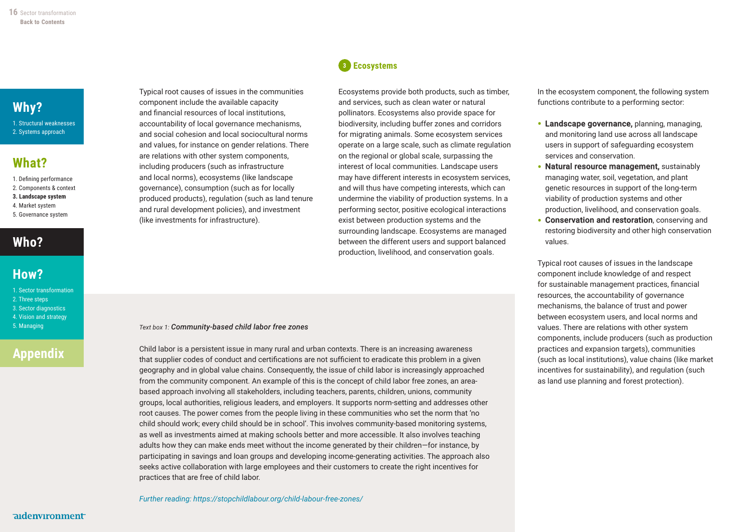Typical root causes of issues in the communities component include the available capacity and financial resources of local institutions, accountability of local governance mechanisms, and social cohesion and local sociocultural norms and values, for instance on gender relations. There are relations with other system components, including producers (such as infrastructure and local norms), ecosystems (like landscape governance), consumption (such as for locally produced products), regulation (such as land tenure and rural development policies), and investment (like investments for infrastructure).

### 3 Ecosystems

Ecosystems provide both products, such as timber, and services, such as clean water or natural pollinators. Ecosystems also provide space for biodiversity, including buffer zones and corridors for migrating animals. Some ecosystem services operate on a large scale, such as climate regulation on the regional or global scale, surpassing the interest of local communities. Landscape users may have different interests in ecosystem services, and will thus have competing interests, which can undermine the viability of production systems. In a performing sector, positive ecological interactions exist between production systems and the surrounding landscape. Ecosystems are managed between the different users and support balanced production, livelihood, and conservation goals.

In the ecosystem component, the following system functions contribute to a performing sector:

- **Landscape governance,** planning, managing, and monitoring land use across all landscape users in support of safeguarding ecosystem services and conservation.
- **Natural resource management,** sustainably managing water, soil, vegetation, and plant genetic resources in support of the long-term viability of production systems and other production, livelihood, and conservation goals.
- **Conservation and restoration**, conserving and restoring biodiversity and other high conservation values.

Typical root causes of issues in the landscape component include knowledge of and respect for sustainable management practices, financial resources, the accountability of governance mechanisms, the balance of trust and power between ecosystem users, and local norms and values. There are relations with other system components, include producers (such as production practices and expansion targets), communities (such as local institutions), value chains (like market incentives for sustainability), and regulation (such as land use planning and forest protection).

*Text box 1:* ***Community-based child labor free zones***

Child labor is a persistent issue in many rural and urban contexts. There is an increasing awareness that supplier codes of conduct and certifications are not sufficient to eradicate this problem in a given geography and in global value chains. Consequently, the issue of child labor is increasingly approached from the community component. An example of this is the concept of child labor free zones, an area-based approach involving all stakeholders, including teachers, parents, children, unions, community groups, local authorities, religious leaders, and employers. It supports norm-setting and addresses other root causes. The power comes from the people living in these communities who set the norm that 'no child should work; every child should be in school'. This involves community-based monitoring systems, as well as investments aimed at making schools better and more accessible. It also involves teaching adults how they can make ends meet without the income generated by their children—for instance, by participating in savings and loan groups and developing income-generating activities. The approach also seeks active collaboration with large employees and their customers to create the right incentives for practices that are free of child labor.

*Further reading: https://stopchildlabour.org/child-labour-free-zones/*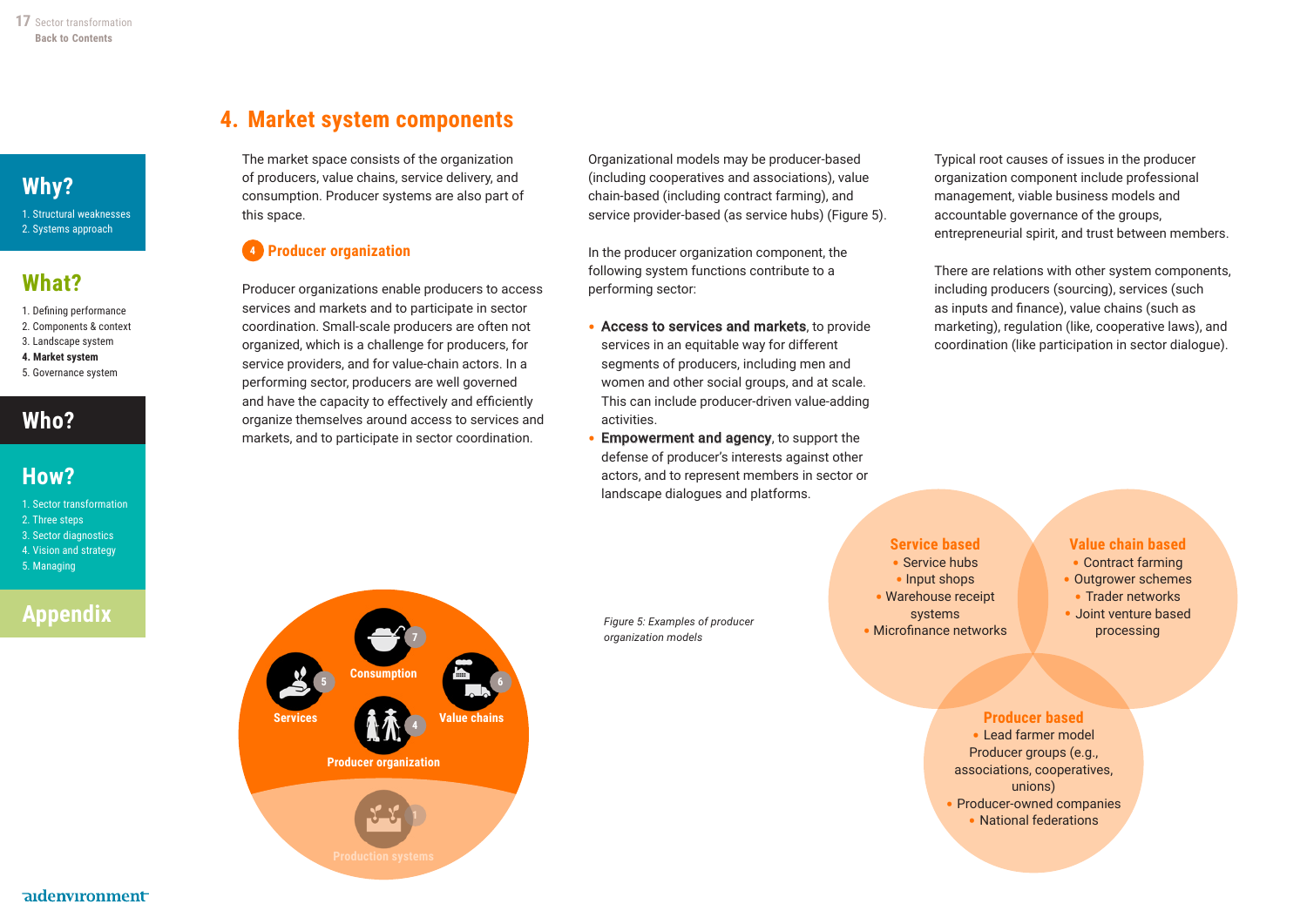## 4. Market system components

The market space consists of the organization of producers, value chains, service delivery, and consumption. Producer systems are also part of this space.

### 4 Producer organization

Producer organizations enable producers to access services and markets and to participate in sector coordination. Small-scale producers are often not organized, which is a challenge for producers, for service providers, and for value-chain actors. In a performing sector, producers are well governed and have the capacity to effectively and efficiently organize themselves around access to services and markets, and to participate in sector coordination.

Organizational models may be producer-based (including cooperatives and associations), value chain-based (including contract farming), and service provider-based (as service hubs) (Figure 5).

In the producer organization component, the following system functions contribute to a performing sector:

- **Access to services and markets**, to provide services in an equitable way for different segments of producers, including men and women and other social groups, and at scale. This can include producer-driven value-adding activities.
- **Empowerment and agency**, to support the defense of producer's interests against other actors, and to represent members in sector or landscape dialogues and platforms.

Typical root causes of issues in the producer organization component include professional management, viable business models and accountable governance of the groups, entrepreneurial spirit, and trust between members.

There are relations with other system components, including producers (sourcing), services (such as inputs and finance), value chains (such as marketing), regulation (like, cooperative laws), and coordination (like participation in sector dialogue).

**Service based**
- Service hubs
- Input shops
- Warehouse receipt systems
- Microfinance networks

**Value chain based**
- Contract farming
- Outgrower schemes
- Trader networks
- Joint venture based processing

**Producer based**
- Lead farmer model
- Producer groups (e.g., associations, cooperatives, unions)
- Producer-owned companies
- National federations

*Figure 5: Examples of producer organization models*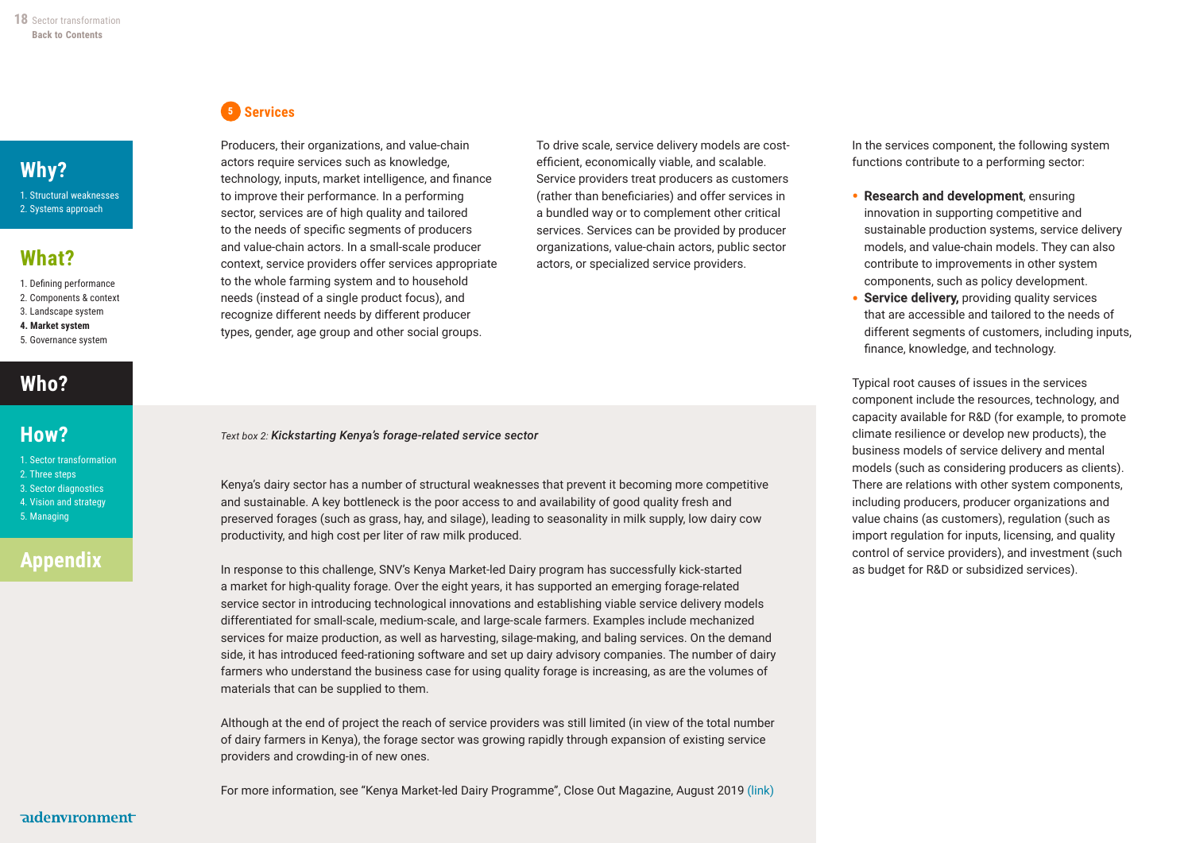## 5 Services

Producers, their organizations, and value-chain actors require services such as knowledge, technology, inputs, market intelligence, and finance to improve their performance. In a performing sector, services are of high quality and tailored to the needs of specific segments of producers and value-chain actors. In a small-scale producer context, service providers offer services appropriate to the whole farming system and to household needs (instead of a single product focus), and recognize different needs by different producer types, gender, age group and other social groups.

To drive scale, service delivery models are cost-efficient, economically viable, and scalable. Service providers treat producers as customers (rather than beneficiaries) and offer services in a bundled way or to complement other critical services. Services can be provided by producer organizations, value-chain actors, public sector actors, or specialized service providers.

In the services component, the following system functions contribute to a performing sector:

- **Research and development**, ensuring innovation in supporting competitive and sustainable production systems, service delivery models, and value-chain models. They can also contribute to improvements in other system components, such as policy development.
- **Service delivery,** providing quality services that are accessible and tailored to the needs of different segments of customers, including inputs, finance, knowledge, and technology.

Typical root causes of issues in the services component include the resources, technology, and capacity available for R&D (for example, to promote climate resilience or develop new products), the business models of service delivery and mental models (such as considering producers as clients). There are relations with other system components, including producers, producer organizations and value chains (as customers), regulation (such as import regulation for inputs, licensing, and quality control of service providers), and investment (such as budget for R&D or subsidized services).

*Text box 2:* ***Kickstarting Kenya's forage-related service sector***

Kenya's dairy sector has a number of structural weaknesses that prevent it becoming more competitive and sustainable. A key bottleneck is the poor access to and availability of good quality fresh and preserved forages (such as grass, hay, and silage), leading to seasonality in milk supply, low dairy cow productivity, and high cost per liter of raw milk produced.

In response to this challenge, SNV's Kenya Market-led Dairy program has successfully kick-started a market for high-quality forage. Over the eight years, it has supported an emerging forage-related service sector in introducing technological innovations and establishing viable service delivery models differentiated for small-scale, medium-scale, and large-scale farmers. Examples include mechanized services for maize production, as well as harvesting, silage-making, and baling services. On the demand side, it has introduced feed-rationing software and set up dairy advisory companies. The number of dairy farmers who understand the business case for using quality forage is increasing, as are the volumes of materials that can be supplied to them.

Although at the end of project the reach of service providers was still limited (in view of the total number of dairy farmers in Kenya), the forage sector was growing rapidly through expansion of existing service providers and crowding-in of new ones.

For more information, see "Kenya Market-led Dairy Programme", Close Out Magazine, August 2019 (link)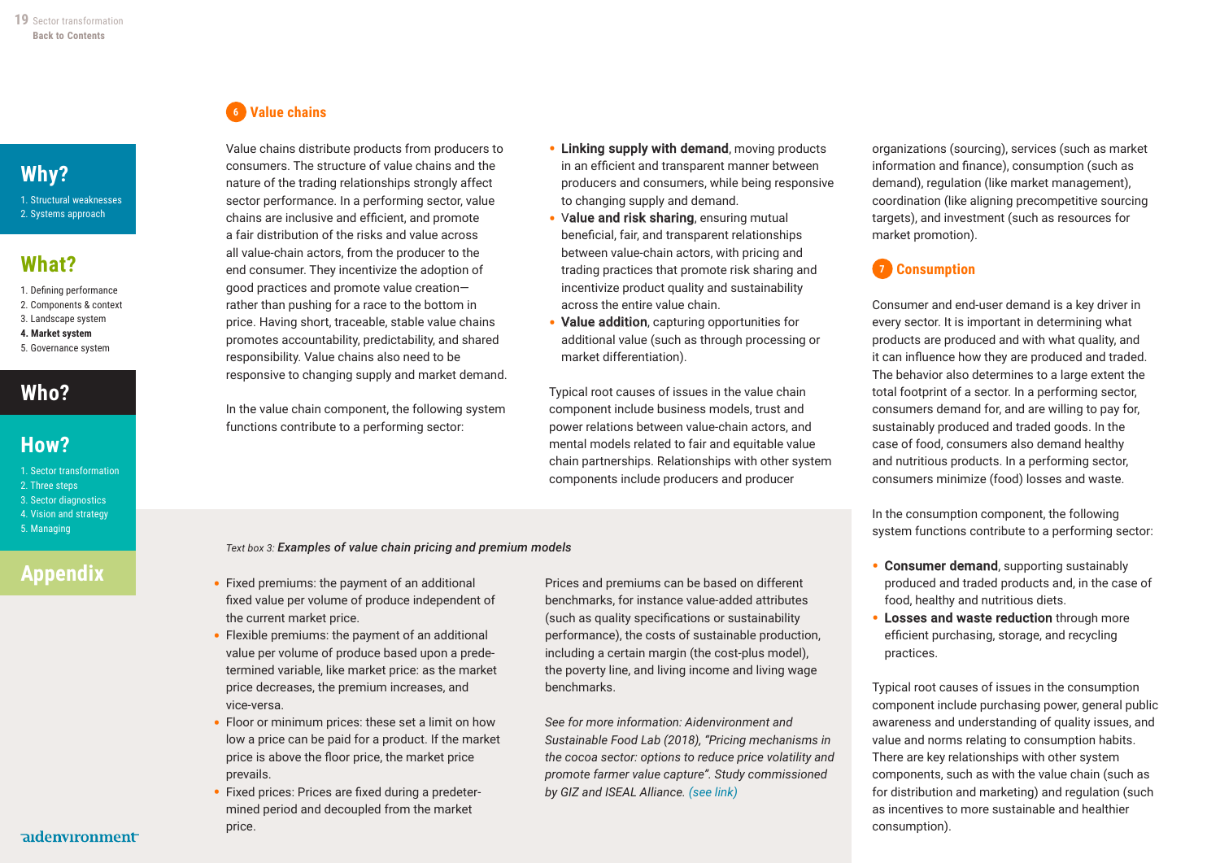## 6 Value chains

Value chains distribute products from producers to consumers. The structure of value chains and the nature of the trading relationships strongly affect sector performance. In a performing sector, value chains are inclusive and efficient, and promote a fair distribution of the risks and value across all value-chain actors, from the producer to the end consumer. They incentivize the adoption of good practices and promote value creation—rather than pushing for a race to the bottom in price. Having short, traceable, stable value chains promotes accountability, predictability, and shared responsibility. Value chains also need to be responsive to changing supply and market demand.

In the value chain component, the following system functions contribute to a performing sector:

- **Linking supply with demand**, moving products in an efficient and transparent manner between producers and consumers, while being responsive to changing supply and demand.
- **Value and risk sharing**, ensuring mutual beneficial, fair, and transparent relationships between value-chain actors, with pricing and trading practices that promote risk sharing and incentivize product quality and sustainability across the entire value chain.
- **Value addition**, capturing opportunities for additional value (such as through processing or market differentiation).

Typical root causes of issues in the value chain component include business models, trust and power relations between value-chain actors, and mental models related to fair and equitable value chain partnerships. Relationships with other system components include producers and producer organizations (sourcing), services (such as market information and finance), consumption (such as demand), regulation (like market management), coordination (like aligning precompetitive sourcing targets), and investment (such as resources for market promotion).

*Text box 3:* ***Examples of value chain pricing and premium models***

- Fixed premiums: the payment of an additional fixed value per volume of produce independent of the current market price.
- Flexible premiums: the payment of an additional value per volume of produce based upon a predetermined variable, like market price: as the market price decreases, the premium increases, and vice-versa.
- Floor or minimum prices: these set a limit on how low a price can be paid for a product. If the market price is above the floor price, the market price prevails.
- Fixed prices: Prices are fixed during a predetermined period and decoupled from the market price.

Prices and premiums can be based on different benchmarks, for instance value-added attributes (such as quality specifications or sustainability performance), the costs of sustainable production, including a certain margin (the cost-plus model), the poverty line, and living income and living wage benchmarks.

*See for more information: Aidenvironment and Sustainable Food Lab (2018), "Pricing mechanisms in the cocoa sector: options to reduce price volatility and promote farmer value capture". Study commissioned by GIZ and ISEAL Alliance. (see link)*

## 7 Consumption

Consumer and end-user demand is a key driver in every sector. It is important in determining what products are produced and with what quality, and it can influence how they are produced and traded. The behavior also determines to a large extent the total footprint of a sector. In a performing sector, consumers demand for, and are willing to pay for, sustainably produced and traded goods. In the case of food, consumers also demand healthy and nutritious products. In a performing sector, consumers minimize (food) losses and waste.

In the consumption component, the following system functions contribute to a performing sector:

- **Consumer demand**, supporting sustainably produced and traded products and, in the case of food, healthy and nutritious diets.
- **Losses and waste reduction** through more efficient purchasing, storage, and recycling practices.

Typical root causes of issues in the consumption component include purchasing power, general public awareness and understanding of quality issues, and value and norms relating to consumption habits. There are key relationships with other system components, such as with the value chain (such as for distribution and marketing) and regulation (such as incentives to more sustainable and healthier consumption).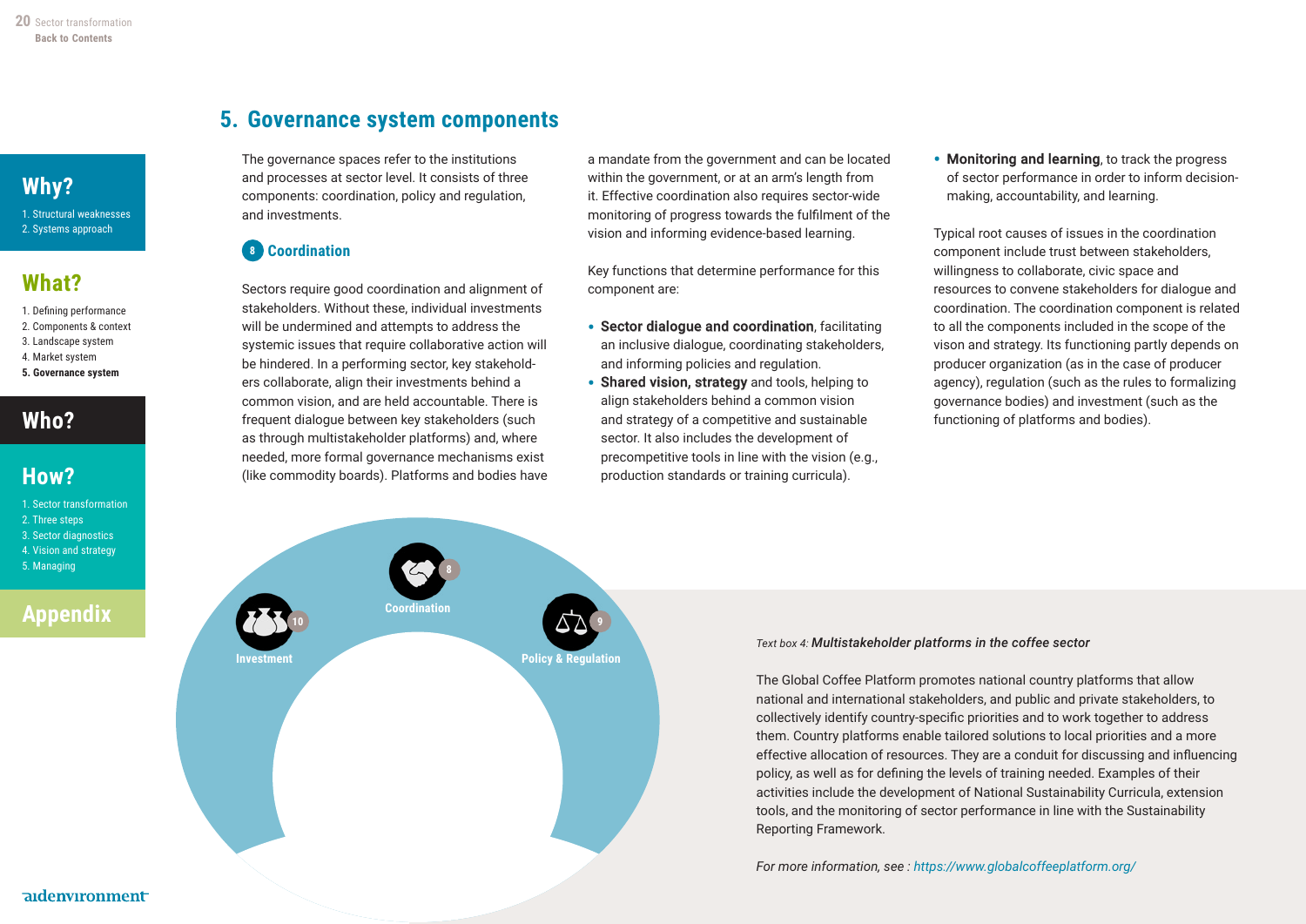## 5. Governance system components

The governance spaces refer to the institutions and processes at sector level. It consists of three components: coordination, policy and regulation, and investments.

### 8 Coordination

Sectors require good coordination and alignment of stakeholders. Without these, individual investments will be undermined and attempts to address the systemic issues that require collaborative action will be hindered. In a performing sector, key stakeholders collaborate, align their investments behind a common vision, and are held accountable. There is frequent dialogue between key stakeholders (such as through multistakeholder platforms) and, where needed, more formal governance mechanisms exist (like commodity boards). Platforms and bodies have a mandate from the government and can be located within the government, or at an arm's length from it. Effective coordination also requires sector-wide monitoring of progress towards the fulfilment of the vision and informing evidence-based learning.

Key functions that determine performance for this component are:

- **Sector dialogue and coordination**, facilitating an inclusive dialogue, coordinating stakeholders, and informing policies and regulation.
- **Shared vision, strategy** and tools, helping to align stakeholders behind a common vision and strategy of a competitive and sustainable sector. It also includes the development of precompetitive tools in line with the vision (e.g., production standards or training curricula).
- **Monitoring and learning**, to track the progress of sector performance in order to inform decision-making, accountability, and learning.

Typical root causes of issues in the coordination component include trust between stakeholders, willingness to collaborate, civic space and resources to convene stakeholders for dialogue and coordination. The coordination component is related to all the components included in the scope of the vison and strategy. Its functioning partly depends on producer organization (as in the case of producer agency), regulation (such as the rules to formalizing governance bodies) and investment (such as the functioning of platforms and bodies).

Investment 10 — Coordination 8 — Policy & Regulation 9

*Text box 4:* ***Multistakeholder platforms in the coffee sector***

The Global Coffee Platform promotes national country platforms that allow national and international stakeholders, and public and private stakeholders, to collectively identify country-specific priorities and to work together to address them. Country platforms enable tailored solutions to local priorities and a more effective allocation of resources. They are a conduit for discussing and influencing policy, as well as for defining the levels of training needed. Examples of their activities include the development of National Sustainability Curricula, extension tools, and the monitoring of sector performance in line with the Sustainability Reporting Framework.

*For more information, see : https://www.globalcoffeeplatform.org/*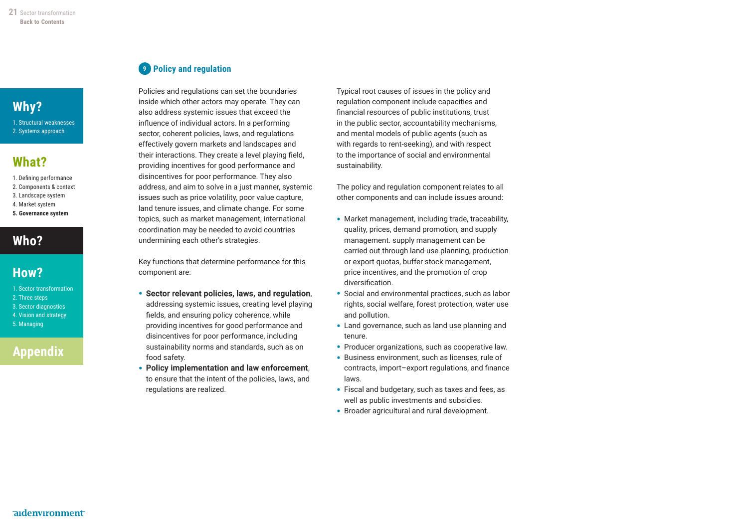## 9 Policy and regulation

Policies and regulations can set the boundaries inside which other actors may operate. They can also address systemic issues that exceed the influence of individual actors. In a performing sector, coherent policies, laws, and regulations effectively govern markets and landscapes and their interactions. They create a level playing field, providing incentives for good performance and disincentives for poor performance. They also address, and aim to solve in a just manner, systemic issues such as price volatility, poor value capture, land tenure issues, and climate change. For some topics, such as market management, international coordination may be needed to avoid countries undermining each other's strategies.

Key functions that determine performance for this component are:

- **Sector relevant policies, laws, and regulation**, addressing systemic issues, creating level playing fields, and ensuring policy coherence, while providing incentives for good performance and disincentives for poor performance, including sustainability norms and standards, such as on food safety.
- **Policy implementation and law enforcement**, to ensure that the intent of the policies, laws, and regulations are realized.

Typical root causes of issues in the policy and regulation component include capacities and financial resources of public institutions, trust in the public sector, accountability mechanisms, and mental models of public agents (such as with regards to rent-seeking), and with respect to the importance of social and environmental sustainability.

The policy and regulation component relates to all other components and can include issues around:

- Market management, including trade, traceability, quality, prices, demand promotion, and supply management. supply management can be carried out through land-use planning, production or export quotas, buffer stock management, price incentives, and the promotion of crop diversification.
- Social and environmental practices, such as labor rights, social welfare, forest protection, water use and pollution.
- Land governance, such as land use planning and tenure.
- Producer organizations, such as cooperative law.
- Business environment, such as licenses, rule of contracts, import–export regulations, and finance laws.
- Fiscal and budgetary, such as taxes and fees, as well as public investments and subsidies.
- Broader agricultural and rural development.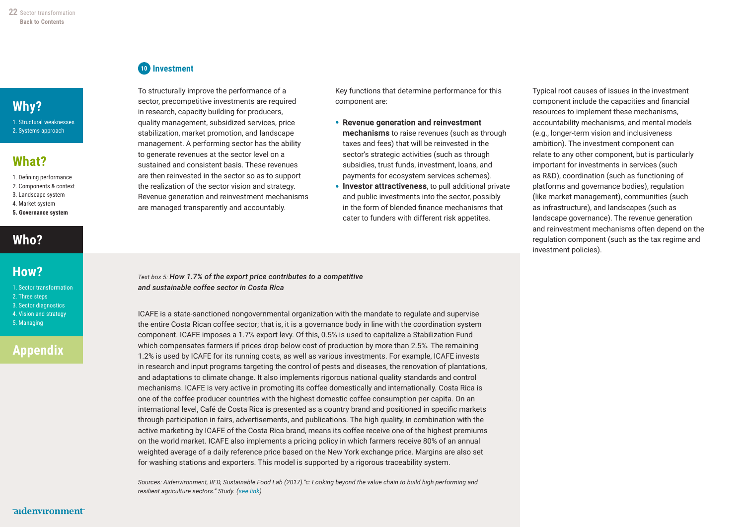## 10 Investment

To structurally improve the performance of a sector, precompetitive investments are required in research, capacity building for producers, quality management, subsidized services, price stabilization, market promotion, and landscape management. A performing sector has the ability to generate revenues at the sector level on a sustained and consistent basis. These revenues are then reinvested in the sector so as to support the realization of the sector vision and strategy. Revenue generation and reinvestment mechanisms are managed transparently and accountably.

Key functions that determine performance for this component are:

- **Revenue generation and reinvestment mechanisms** to raise revenues (such as through taxes and fees) that will be reinvested in the sector's strategic activities (such as through subsidies, trust funds, investment, loans, and payments for ecosystem services schemes).
- **Investor attractiveness**, to pull additional private and public investments into the sector, possibly in the form of blended finance mechanisms that cater to funders with different risk appetites.

Typical root causes of issues in the investment component include the capacities and financial resources to implement these mechanisms, accountability mechanisms, and mental models (e.g., longer-term vision and inclusiveness ambition). The investment component can relate to any other component, but is particularly important for investments in services (such as R&D), coordination (such as functioning of platforms and governance bodies), regulation (like market management), communities (such as infrastructure), and landscapes (such as landscape governance). The revenue generation and reinvestment mechanisms often depend on the regulation component (such as the tax regime and investment policies).

*Text box 5:* ***How 1.7% of the export price contributes to a competitive and sustainable coffee sector in Costa Rica***

ICAFE is a state-sanctioned nongovernmental organization with the mandate to regulate and supervise the entire Costa Rican coffee sector; that is, it is a governance body in line with the coordination system component. ICAFE imposes a 1.7% export levy. Of this, 0.5% is used to capitalize a Stabilization Fund which compensates farmers if prices drop below cost of production by more than 2.5%. The remaining 1.2% is used by ICAFE for its running costs, as well as various investments. For example, ICAFE invests in research and input programs targeting the control of pests and diseases, the renovation of plantations, and adaptations to climate change. It also implements rigorous national quality standards and control mechanisms. ICAFE is very active in promoting its coffee domestically and internationally. Costa Rica is one of the coffee producer countries with the highest domestic coffee consumption per capita. On an international level, Café de Costa Rica is presented as a country brand and positioned in specific markets through participation in fairs, advertisements, and publications. The high quality, in combination with the active marketing by ICAFE of the Costa Rica brand, means its coffee receive one of the highest premiums on the world market. ICAFE also implements a pricing policy in which farmers receive 80% of an annual weighted average of a daily reference price based on the New York exchange price. Margins are also set for washing stations and exporters. This model is supported by a rigorous traceability system.

*Sources: Aidenvironment, IIED, Sustainable Food Lab (2017)."c: Looking beyond the value chain to build high performing and resilient agriculture sectors." Study. (see link)*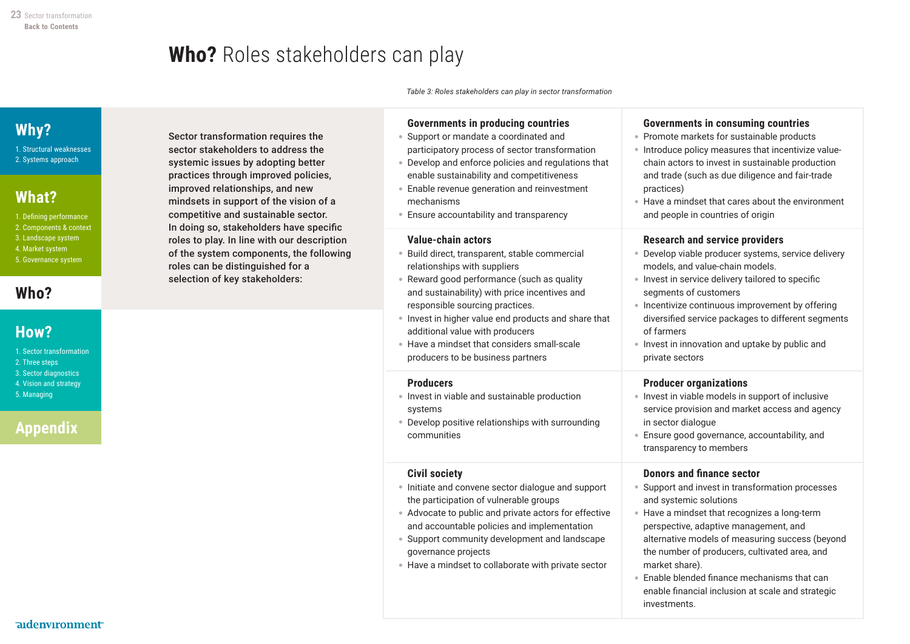# **Who?** Roles stakeholders can play

**Sector transformation requires the sector stakeholders to address the systemic issues by adopting better practices through improved policies, improved relationships, and new mindsets in support of the vision of a competitive and sustainable sector. In doing so, stakeholders have specific roles to play. In line with our description of the system components, the following roles can be distinguished for a selection of key stakeholders:**

*Table 3: Roles stakeholders can play in sector transformation*

| | |
|---|---|
| **Governments in producing countries**<br>• Support or mandate a coordinated and participatory process of sector transformation<br>• Develop and enforce policies and regulations that enable sustainability and competitiveness<br>• Enable revenue generation and reinvestment mechanisms<br>• Ensure accountability and transparency | **Governments in consuming countries**<br>• Promote markets for sustainable products<br>• Introduce policy measures that incentivize value-chain actors to invest in sustainable production and trade (such as due diligence and fair-trade practices)<br>• Have a mindset that cares about the environment and people in countries of origin |
| **Value-chain actors**<br>• Build direct, transparent, stable commercial relationships with suppliers<br>• Reward good performance (such as quality and sustainability) with price incentives and responsible sourcing practices.<br>• Invest in higher value end products and share that additional value with producers<br>• Have a mindset that considers small-scale producers to be business partners | **Research and service providers**<br>• Develop viable producer systems, service delivery models, and value-chain models.<br>• Invest in service delivery tailored to specific segments of customers<br>• Incentivize continuous improvement by offering diversified service packages to different segments of farmers<br>• Invest in innovation and uptake by public and private sectors |
| **Producers**<br>• Invest in viable and sustainable production systems<br>• Develop positive relationships with surrounding communities | **Producer organizations**<br>• Invest in viable models in support of inclusive service provision and market access and agency in sector dialogue<br>• Ensure good governance, accountability, and transparency to members |
| **Civil society**<br>• Initiate and convene sector dialogue and support the participation of vulnerable groups<br>• Advocate to public and private actors for effective and accountable policies and implementation<br>• Support community development and landscape governance projects<br>• Have a mindset to collaborate with private sector | **Donors and finance sector**<br>• Support and invest in transformation processes and systemic solutions<br>• Have a mindset that recognizes a long-term perspective, adaptive management, and alternative models of measuring success (beyond the number of producers, cultivated area, and market share).<br>• Enable blended finance mechanisms that can enable financial inclusion at scale and strategic investments. |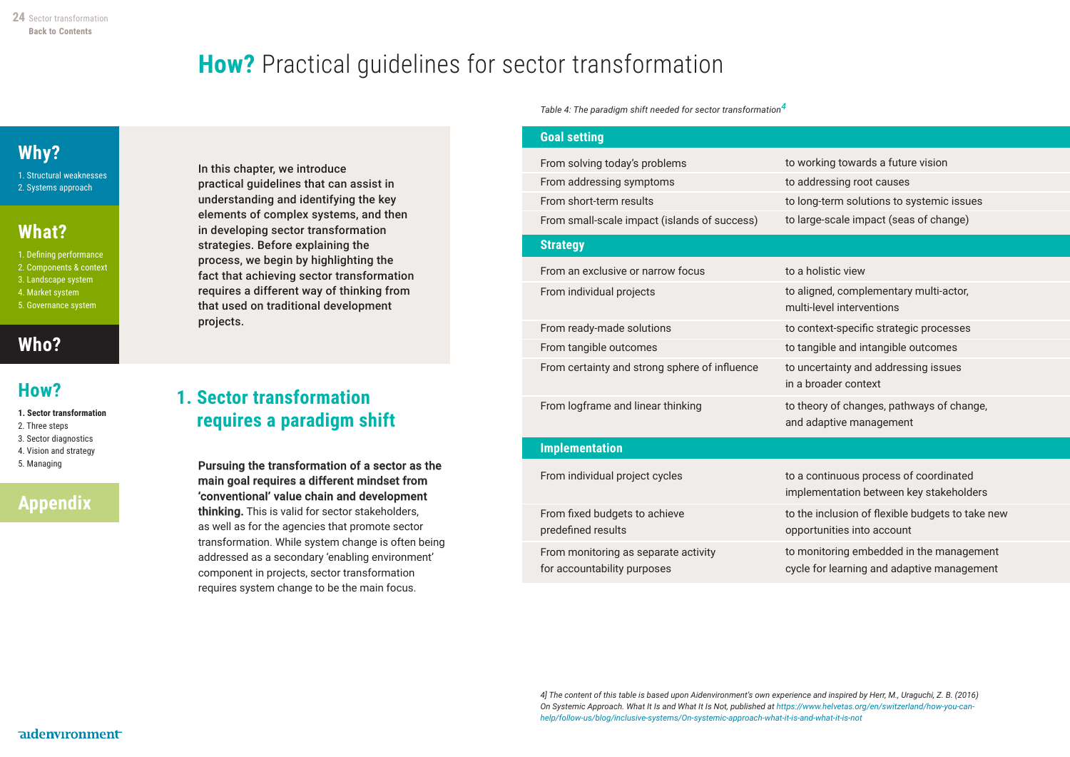# How? Practical guidelines for sector transformation

**In this chapter, we introduce practical guidelines that can assist in understanding and identifying the key elements of complex systems, and then in developing sector transformation strategies. Before explaining the process, we begin by highlighting the fact that achieving sector transformation requires a different way of thinking from that used on traditional development projects.**

## 1. Sector transformation requires a paradigm shift

**Pursuing the transformation of a sector as the main goal requires a different mindset from 'conventional' value chain and development thinking.** This is valid for sector stakeholders, as well as for the agencies that promote sector transformation. While system change is often being addressed as a secondary 'enabling environment' component in projects, sector transformation requires system change to be the main focus.

*Table 4: The paradigm shift needed for sector transformation*[4]

| | |
|---|---|
| **Goal setting** | |
| From solving today's problems | to working towards a future vision |
| From addressing symptoms | to addressing root causes |
| From short-term results | to long-term solutions to systemic issues |
| From small-scale impact (islands of success) | to large-scale impact (seas of change) |
| **Strategy** | |
| From an exclusive or narrow focus | to a holistic view |
| From individual projects | to aligned, complementary multi-actor, multi-level interventions |
| From ready-made solutions | to context-specific strategic processes |
| From tangible outcomes | to tangible and intangible outcomes |
| From certainty and strong sphere of influence | to uncertainty and addressing issues in a broader context |
| From logframe and linear thinking | to theory of changes, pathways of change, and adaptive management |
| **Implementation** | |
| From individual project cycles | to a continuous process of coordinated implementation between key stakeholders |
| From fixed budgets to achieve predefined results | to the inclusion of flexible budgets to take new opportunities into account |
| From monitoring as separate activity for accountability purposes | to monitoring embedded in the management cycle for learning and adaptive management |

*4] The content of this table is based upon Aidenvironment's own experience and inspired by Herr, M., Uraguchi, Z. B. (2016) On Systemic Approach. What It Is and What It Is Not, published at https://www.helvetas.org/en/switzerland/how-you-can-help/follow-us/blog/inclusive-systems/On-systemic-approach-what-it-is-and-what-it-is-not*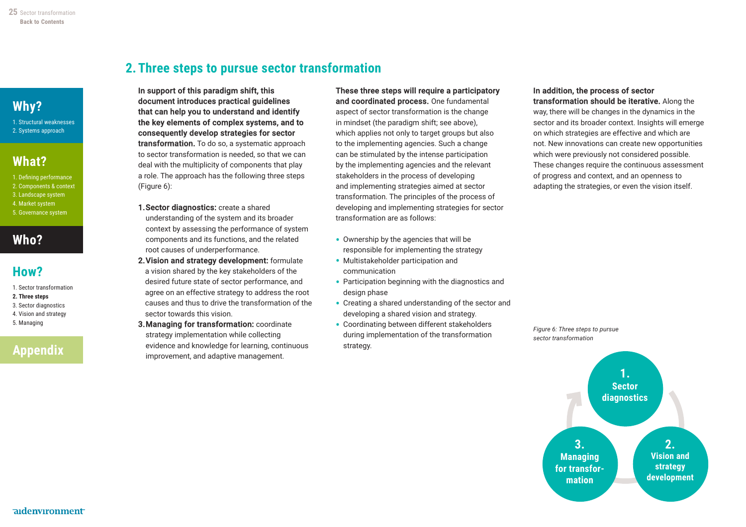## 2. Three steps to pursue sector transformation

**In support of this paradigm shift, this document introduces practical guidelines that can help you to understand and identify the key elements of complex systems, and to consequently develop strategies for sector transformation.** To do so, a systematic approach to sector transformation is needed, so that we can deal with the multiplicity of components that play a role. The approach has the following three steps (Figure 6):

1. **Sector diagnostics:** create a shared understanding of the system and its broader context by assessing the performance of system components and its functions, and the related root causes of underperformance.
2. **Vision and strategy development:** formulate a vision shared by the key stakeholders of the desired future state of sector performance, and agree on an effective strategy to address the root causes and thus to drive the transformation of the sector towards this vision.
3. **Managing for transformation:** coordinate strategy implementation while collecting evidence and knowledge for learning, continuous improvement, and adaptive management.

**These three steps will require a participatory and coordinated process.** One fundamental aspect of sector transformation is the change in mindset (the paradigm shift; see above), which applies not only to target groups but also to the implementing agencies. Such a change can be stimulated by the intense participation by the implementing agencies and the relevant stakeholders in the process of developing and implementing strategies aimed at sector transformation. The principles of the process of developing and implementing strategies for sector transformation are as follows:

- Ownership by the agencies that will be responsible for implementing the strategy
- Multistakeholder participation and communication
- Participation beginning with the diagnostics and design phase
- Creating a shared understanding of the sector and developing a shared vision and strategy.
- Coordinating between different stakeholders during implementation of the transformation strategy.

**In addition, the process of sector transformation should be iterative.** Along the way, there will be changes in the dynamics in the sector and its broader context. Insights will emerge on which strategies are effective and which are not. New innovations can create new opportunities which were previously not considered possible. These changes require the continuous assessment of progress and context, and an openness to adapting the strategies, or even the vision itself.

*Figure 6: Three steps to pursue sector transformation*

1. Sector diagnostics
2. Vision and strategy development
3. Managing for transformation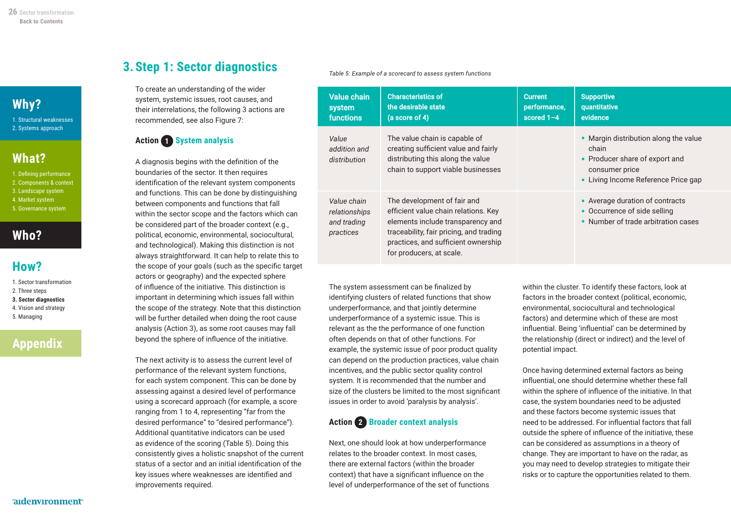# 3. Step 1: Sector diagnostics

To create an understanding of the wider system, systemic issues, root causes, and their interrelations, the following 3 actions are recommended, see also Figure 7:

### Action 1 System analysis

A diagnosis begins with the definition of the boundaries of the sector. It then requires identification of the relevant system components and functions. This can be done by distinguishing between components and functions that fall within the sector scope and the factors which can be considered part of the broader context (e.g., political, economic, environmental, sociocultural, and technological). Making this distinction is not always straightforward. It can help to relate this to the scope of your goals (such as the specific target actors or geography) and the expected sphere of influence of the initiative. This distinction is important in determining which issues fall within the scope of the strategy. Note that this distinction will be further detailed when doing the root cause analysis (Action 3), as some root causes may fall beyond the sphere of influence of the initiative.

The next activity is to assess the current level of performance of the relevant system functions, for each system component. This can be done by assessing against a desired level of performance using a scorecard approach (for example, a score ranging from 1 to 4, representing "far from the desired performance" to "desired performance"). Additional quantitative indicators can be used as evidence of the scoring (Table 5). Doing this consistently gives a holistic snapshot of the current status of a sector and an initial identification of the key issues where weaknesses are identified and improvements required.

*Table 5: Example of a scorecard to assess system functions*

| Value chain system functions | Characteristics of the desirable state (a score of 4) | Current performance, scored 1–4 | Supportive quantitative evidence |
|---|---|---|---|
| *Value addition and distribution* | The value chain is capable of creating sufficient value and fairly distributing this along the value chain to support viable businesses | | • Margin distribution along the value chain<br>• Producer share of export and consumer price<br>• Living Income Reference Price gap |
| *Value chain relationships and trading practices* | The development of fair and efficient value chain relations. Key elements include transparency and traceability, fair pricing, and trading practices, and sufficient ownership for producers, at scale. | | • Average duration of contracts<br>• Occurrence of side selling<br>• Number of trade arbitration cases |

The system assessment can be finalized by identifying clusters of related functions that show underperformance, and that jointly determine underperformance of a systemic issue. This is relevant as the the performance of one function often depends on that of other functions. For example, the systemic issue of poor product quality can depend on the production practices, value chain incentives, and the public sector quality control system. It is recommended that the number and size of the clusters be limited to the most significant issues in order to avoid 'paralysis by analysis'.

### Action 2 Broader context analysis

Next, one should look at how underperformance relates to the broader context. In most cases, there are external factors (within the broader context) that have a significant influence on the level of underperformance of the set of functions within the cluster. To identify these factors, look at factors in the broader context (political, economic, environmental, sociocultural and technological factors) and determine which of these are most influential. Being 'influential' can be determined by the relationship (direct or indirect) and the level of potential impact.

Once having determined external factors as being influential, one should determine whether these fall within the sphere of influence of the initiative. In that case, the system boundaries need to be adjusted and these factors become systemic issues that need to be addressed. For influential factors that fall outside the sphere of influence of the initiative, these can be considered as assumptions in a theory of change. They are important to have on the radar, as you may need to develop strategies to mitigate their risks or to capture the opportunities related to them.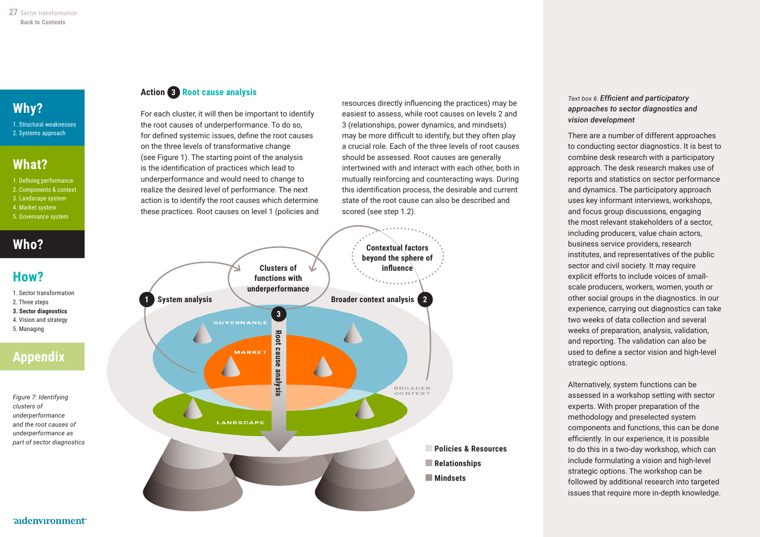## Action 3 Root cause analysis

For each cluster, it will then be important to identify the root causes of underperformance. To do so, for defined systemic issues, define the root causes on the three levels of transformative change (see Figure 1). The starting point of the analysis is the identification of practices which lead to underperformance and would need to change to realize the desired level of performance. The next action is to identify the root causes which determine these practices. Root causes on level 1 (policies and resources directly influencing the practices) may be easiest to assess, while root causes on levels 2 and 3 (relationships, power dynamics, and mindsets) may be more difficult to identify, but they often play a crucial role. Each of the three levels of root causes should be assessed. Root causes are generally intertwined with and interact with each other, both in mutually reinforcing and counteracting ways. During this identification process, the desirable and current state of the root cause can also be described and scored (see step 1.2).

*Figure 7: Identifying clusters of underperformance and the root causes of underperformance as part of sector diagnostics*

*Text box 6:* ***Efficient and participatory approaches to sector diagnostics and vision development***

There are a number of different approaches to conducting sector diagnostics. It is best to combine desk research with a participatory approach. The desk research makes use of reports and statistics on sector performance and dynamics. The participatory approach uses key informant interviews, workshops, and focus group discussions, engaging the most relevant stakeholders of a sector, including producers, value chain actors, business service providers, research institutes, and representatives of the public sector and civil society. It may require explicit efforts to include voices of small-scale producers, workers, women, youth or other social groups in the diagnostics. In our experience, carrying out diagnostics can take two weeks of data collection and several weeks of preparation, analysis, validation, and reporting. The validation can also be used to define a sector vision and high-level strategic options.

Alternatively, system functions can be assessed in a workshop setting with sector experts. With proper preparation of the methodology and preselected system components and functions, this can be done efficiently. In our experience, it is possible to do this in a two-day workshop, which can include formulating a vision and high-level strategic options. The workshop can be followed by additional research into targeted issues that require more in-depth knowledge.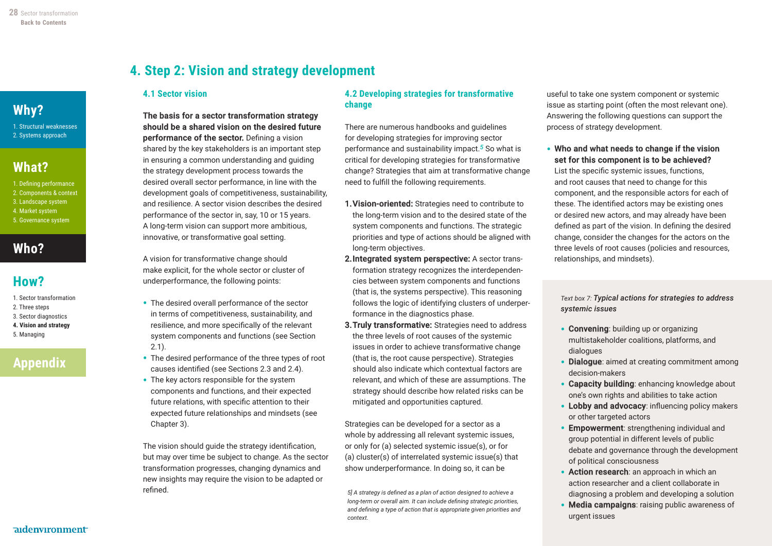# 4. Step 2: Vision and strategy development

## 4.1 Sector vision

**The basis for a sector transformation strategy should be a shared vision on the desired future performance of the sector.** Defining a vision shared by the key stakeholders is an important step in ensuring a common understanding and guiding the strategy development process towards the desired overall sector performance, in line with the development goals of competitiveness, sustainability, and resilience. A sector vision describes the desired performance of the sector in, say, 10 or 15 years. A long-term vision can support more ambitious, innovative, or transformative goal setting.

A vision for transformative change should make explicit, for the whole sector or cluster of underperformance, the following points:

- The desired overall performance of the sector in terms of competitiveness, sustainability, and resilience, and more specifically of the relevant system components and functions (see Section 2.1).
- The desired performance of the three types of root causes identified (see Sections 2.3 and 2.4).
- The key actors responsible for the system components and functions, and their expected future relations, with specific attention to their expected future relationships and mindsets (see Chapter 3).

The vision should guide the strategy identification, but may over time be subject to change. As the sector transformation progresses, changing dynamics and new insights may require the vision to be adapted or refined.

## 4.2 Developing strategies for transformative change

There are numerous handbooks and guidelines for developing strategies for improving sector performance and sustainability impact.[5] So what is critical for developing strategies for transformative change? Strategies that aim at transformative change need to fulfill the following requirements.

1. **Vision-oriented:** Strategies need to contribute to the long-term vision and to the desired state of the system components and functions. The strategic priorities and type of actions should be aligned with long-term objectives.
2. **Integrated system perspective:** A sector transformation strategy recognizes the interdependencies between system components and functions (that is, the systems perspective). This reasoning follows the logic of identifying clusters of underperformance in the diagnostics phase.
3. **Truly transformative:** Strategies need to address the three levels of root causes of the systemic issues in order to achieve transformative change (that is, the root cause perspective). Strategies should also indicate which contextual factors are relevant, and which of these are assumptions. The strategy should describe how related risks can be mitigated and opportunities captured.

Strategies can be developed for a sector as a whole by addressing all relevant systemic issues, or only for (a) selected systemic issue(s), or for (a) cluster(s) of interrelated systemic issue(s) that show underperformance. In doing so, it can be useful to take one system component or systemic issue as starting point (often the most relevant one). Answering the following questions can support the process of strategy development.

- **Who and what needs to change if the vision set for this component is to be achieved?** List the specific systemic issues, functions, and root causes that need to change for this component, and the responsible actors for each of these. The identified actors may be existing ones or desired new actors, and may already have been defined as part of the vision. In defining the desired change, consider the changes for the actors on the three levels of root causes (policies and resources, relationships, and mindsets).

*5] A strategy is defined as a plan of action designed to achieve a long-term or overall aim. It can include defining strategic priorities, and defining a type of action that is appropriate given priorities and context.*

---

*Text box 7: **Typical actions for strategies to address systemic issues***

- **Convening**: building up or organizing multistakeholder coalitions, platforms, and dialogues
- **Dialogue**: aimed at creating commitment among decision-makers
- **Capacity building**: enhancing knowledge about one's own rights and abilities to take action
- **Lobby and advocacy**: influencing policy makers or other targeted actors
- **Empowerment**: strengthening individual and group potential in different levels of public debate and governance through the development of political consciousness
- **Action research**: an approach in which an action researcher and a client collaborate in diagnosing a problem and developing a solution
- **Media campaigns**: raising public awareness of urgent issues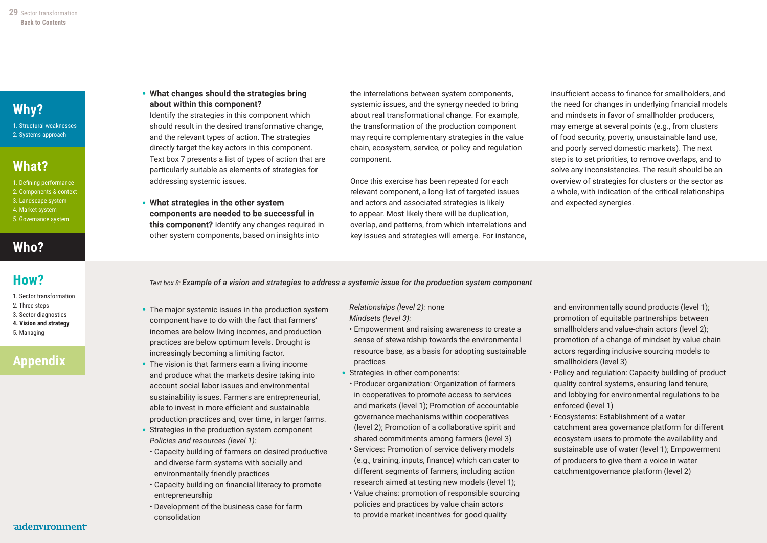- **What changes should the strategies bring about within this component?** Identify the strategies in this component which should result in the desired transformative change, and the relevant types of action. The strategies directly target the key actors in this component. Text box 7 presents a list of types of action that are particularly suitable as elements of strategies for addressing systemic issues.

- **What strategies in the other system components are needed to be successful in this component?** Identify any changes required in other system components, based on insights into the interrelations between system components, systemic issues, and the synergy needed to bring about real transformational change. For example, the transformation of the production component may require complementary strategies in the value chain, ecosystem, service, or policy and regulation component.

Once this exercise has been repeated for each relevant component, a long-list of targeted issues and actors and associated strategies is likely to appear. Most likely there will be duplication, overlap, and patterns, from which interrelations and key issues and strategies will emerge. For instance, insufficient access to finance for smallholders, and the need for changes in underlying financial models and mindsets in favor of smallholder producers, may emerge at several points (e.g., from clusters of food security, poverty, unsustainable land use, and poorly served domestic markets). The next step is to set priorities, to remove overlaps, and to solve any inconsistencies. The result should be an overview of strategies for clusters or the sector as a whole, with indication of the critical relationships and expected synergies.

*Text box 8:* ***Example of a vision and strategies to address a systemic issue for the production system component***

- The major systemic issues in the production system component have to do with the fact that farmers' incomes are below living incomes, and production practices are below optimum levels. Drought is increasingly becoming a limiting factor.
- The vision is that farmers earn a living income and produce what the markets desire taking into account social labor issues and environmental sustainability issues. Farmers are entrepreneurial, able to invest in more efficient and sustainable production practices and, over time, in larger farms.
- Strategies in the production system component
  *Policies and resources (level 1):*
  - Capacity building of farmers on desired productive and diverse farm systems with socially and environmentally friendly practices
  - Capacity building on financial literacy to promote entrepreneurship
  - Development of the business case for farm consolidation

  *Relationships (level 2):* none
  *Mindsets (level 3):*
  - Empowerment and raising awareness to create a sense of stewardship towards the environmental resource base, as a basis for adopting sustainable practices
- Strategies in other components:
  - Producer organization: Organization of farmers in cooperatives to promote access to services and markets (level 1); Promotion of accountable governance mechanisms within cooperatives (level 2); Promotion of a collaborative spirit and shared commitments among farmers (level 3)
  - Services: Promotion of service delivery models (e.g., training, inputs, finance) which can cater to different segments of farmers, including action research aimed at testing new models (level 1);
  - Value chains: promotion of responsible sourcing policies and practices by value chain actors to provide market incentives for good quality and environmentally sound products (level 1); promotion of equitable partnerships between smallholders and value-chain actors (level 2); promotion of a change of mindset by value chain actors regarding inclusive sourcing models to smallholders (level 3)
  - Policy and regulation: Capacity building of product quality control systems, ensuring land tenure, and lobbying for environmental regulations to be enforced (level 1)
  - Ecosystems: Establishment of a water catchment area governance platform for different ecosystem users to promote the availability and sustainable use of water (level 1); Empowerment of producers to give them a voice in water catchmentgovernance platform (level 2)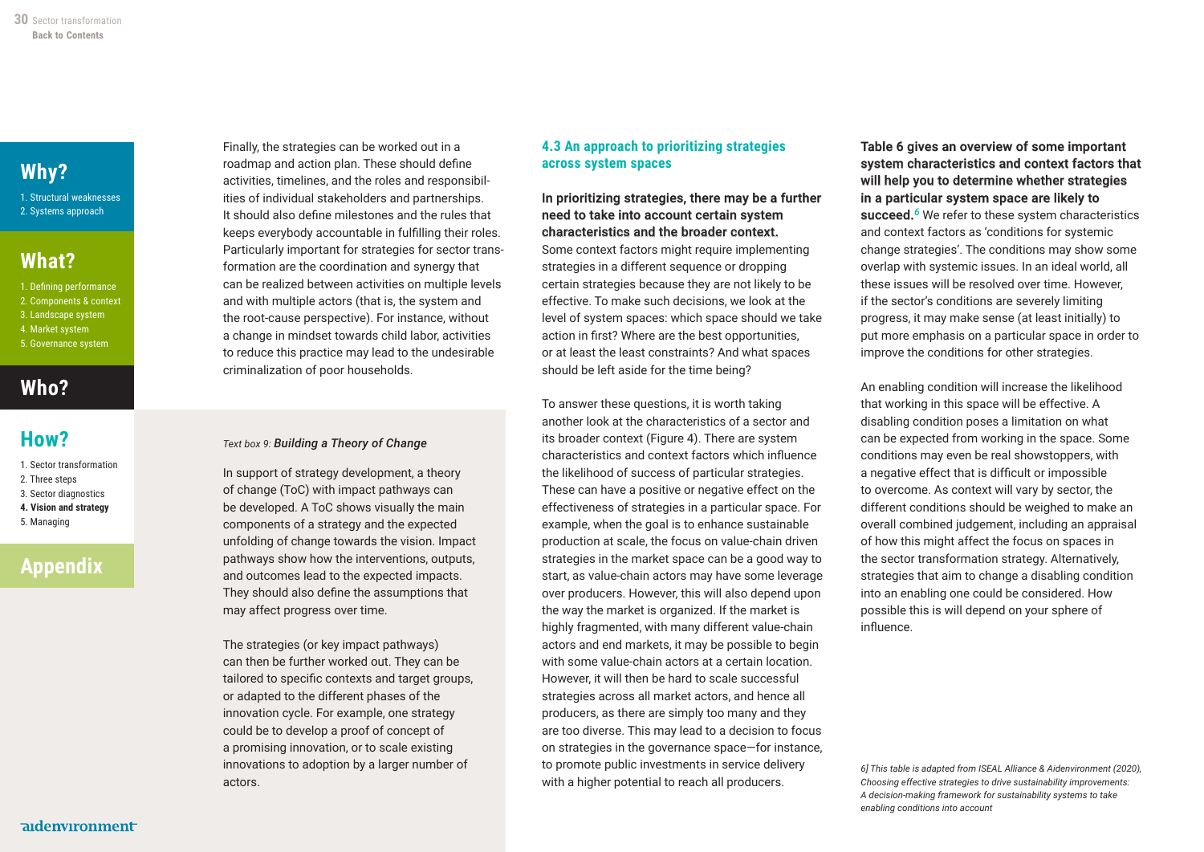Finally, the strategies can be worked out in a roadmap and action plan. These should define activities, timelines, and the roles and responsibilities of individual stakeholders and partnerships. It should also define milestones and the rules that keeps everybody accountable in fulfilling their roles. Particularly important for strategies for sector transformation are the coordination and synergy that can be realized between activities on multiple levels and with multiple actors (that is, the system and the root-cause perspective). For instance, without a change in mindset towards child labor, activities to reduce this practice may lead to the undesirable criminalization of poor households.

*Text box 9:* ***Building a Theory of Change***

In support of strategy development, a theory of change (ToC) with impact pathways can be developed. A ToC shows visually the main components of a strategy and the expected unfolding of change towards the vision. Impact pathways show how the interventions, outputs, and outcomes lead to the expected impacts. They should also define the assumptions that may affect progress over time.

The strategies (or key impact pathways) can then be further worked out. They can be tailored to specific contexts and target groups, or adapted to the different phases of the innovation cycle. For example, one strategy could be to develop a proof of concept of a promising innovation, or to scale existing innovations to adoption by a larger number of actors.

### 4.3 An approach to prioritizing strategies across system spaces

**In prioritizing strategies, there may be a further need to take into account certain system characteristics and the broader context.** Some context factors might require implementing strategies in a different sequence or dropping certain strategies because they are not likely to be effective. To make such decisions, we look at the level of system spaces: which space should we take action in first? Where are the best opportunities, or at least the least constraints? And what spaces should be left aside for the time being?

To answer these questions, it is worth taking another look at the characteristics of a sector and its broader context (Figure 4). There are system characteristics and context factors which influence the likelihood of success of particular strategies. These can have a positive or negative effect on the effectiveness of strategies in a particular space. For example, when the goal is to enhance sustainable production at scale, the focus on value-chain driven strategies in the market space can be a good way to start, as value-chain actors may have some leverage over producers. However, this will also depend upon the way the market is organized. If the market is highly fragmented, with many different value-chain actors and end markets, it may be possible to begin with some value-chain actors at a certain location. However, it will then be hard to scale successful strategies across all market actors, and hence all producers, as there are simply too many and they are too diverse. This may lead to a decision to focus on strategies in the governance space—for instance, to promote public investments in service delivery with a higher potential to reach all producers.

**Table 6 gives an overview of some important system characteristics and context factors that will help you to determine whether strategies in a particular system space are likely to succeed.**[6] We refer to these system characteristics and context factors as 'conditions for systemic change strategies'. The conditions may show some overlap with systemic issues. In an ideal world, all these issues will be resolved over time. However, if the sector's conditions are severely limiting progress, it may make sense (at least initially) to put more emphasis on a particular space in order to improve the conditions for other strategies.

An enabling condition will increase the likelihood that working in this space will be effective. A disabling condition poses a limitation on what can be expected from working in the space. Some conditions may even be real showstoppers, with a negative effect that is difficult or impossible to overcome. As context will vary by sector, the different conditions should be weighed to make an overall combined judgement, including an appraisal of how this might affect the focus on spaces in the sector transformation strategy. Alternatively, strategies that aim to change a disabling condition into an enabling one could be considered. How possible this is will depend on your sphere of influence.

*6] This table is adapted from ISEAL Alliance & Aidenvironment (2020), Choosing effective strategies to drive sustainability improvements: A decision-making framework for sustainability systems to take enabling conditions into account*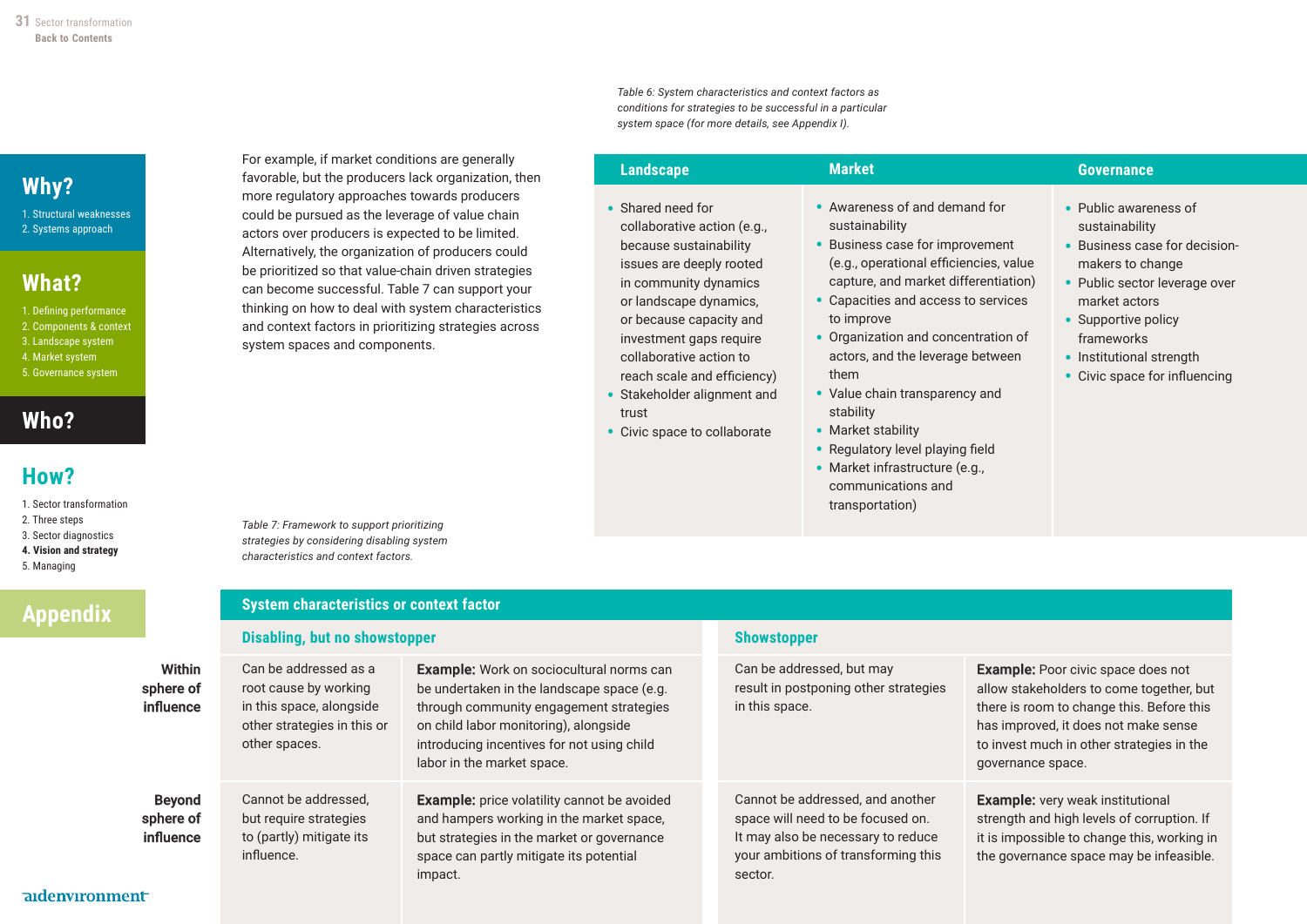For example, if market conditions are generally favorable, but the producers lack organization, then more regulatory approaches towards producers could be pursued as the leverage of value chain actors over producers is expected to be limited. Alternatively, the organization of producers could be prioritized so that value-chain driven strategies can become successful. Table 7 can support your thinking on how to deal with system characteristics and context factors in prioritizing strategies across system spaces and components.

*Table 6: System characteristics and context factors as conditions for strategies to be successful in a particular system space (for more details, see Appendix I).*

| Landscape | Market | Governance |
|---|---|---|
| • Shared need for collaborative action (e.g., because sustainability issues are deeply rooted in community dynamics or landscape dynamics, or because capacity and investment gaps require collaborative action to reach scale and efficiency)<br>• Stakeholder alignment and trust<br>• Civic space to collaborate | • Awareness of and demand for sustainability<br>• Business case for improvement (e.g., operational efficiencies, value capture, and market differentiation)<br>• Capacities and access to services to improve<br>• Organization and concentration of actors, and the leverage between them<br>• Value chain transparency and stability<br>• Market stability<br>• Regulatory level playing field<br>• Market infrastructure (e.g., communications and transportation) | • Public awareness of sustainability<br>• Business case for decision-makers to change<br>• Public sector leverage over market actors<br>• Supportive policy frameworks<br>• Institutional strength<br>• Civic space for influencing |

*Table 7: Framework to support prioritizing strategies by considering disabling system characteristics and context factors.*

| | System characteristics or context factor | | | |
|---|---|---|---|---|
| | **Disabling, but no showstopper** | | **Showstopper** | |
| **Within sphere of influence** | Can be addressed as a root cause by working in this space, alongside other strategies in this or other spaces. | **Example:** Work on sociocultural norms can be undertaken in the landscape space (e.g. through community engagement strategies on child labor monitoring), alongside introducing incentives for not using child labor in the market space. | Can be addressed, but may result in postponing other strategies in this space. | **Example:** Poor civic space does not allow stakeholders to come together, but there is room to change this. Before this has improved, it does not make sense to invest much in other strategies in the governance space. |
| **Beyond sphere of influence** | Cannot be addressed, but require strategies to (partly) mitigate its influence. | **Example:** price volatility cannot be avoided and hampers working in the market space, but strategies in the market or governance space can partly mitigate its potential impact. | Cannot be addressed, and another space will need to be focused on. It may also be necessary to reduce your ambitions of transforming this sector. | **Example:** very weak institutional strength and high levels of corruption. If it is impossible to change this, working in the governance space may be infeasible. |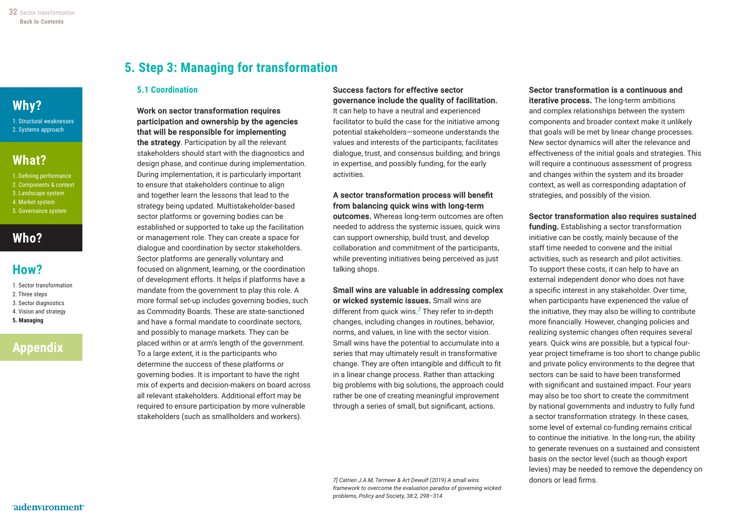# 5. Step 3: Managing for transformation

## 5.1 Coordination

**Work on sector transformation requires participation and ownership by the agencies that will be responsible for implementing the strategy**. Participation by all the relevant stakeholders should start with the diagnostics and design phase, and continue during implementation. During implementation, it is particularly important to ensure that stakeholders continue to align and together learn the lessons that lead to the strategy being updated. Multistakeholder-based sector platforms or governing bodies can be established or supported to take up the facilitation or management role. They can create a space for dialogue and coordination by sector stakeholders. Sector platforms are generally voluntary and focused on alignment, learning, or the coordination of development efforts. It helps if platforms have a mandate from the government to play this role. A more formal set-up includes governing bodies, such as Commodity Boards. These are state-sanctioned and have a formal mandate to coordinate sectors, and possibly to manage markets. They can be placed within or at arm's length of the government. To a large extent, it is the participants who determine the success of these platforms or governing bodies. It is important to have the right mix of experts and decision-makers on board across all relevant stakeholders. Additional effort may be required to ensure participation by more vulnerable stakeholders (such as smallholders and workers).

**Success factors for effective sector governance include the quality of facilitation.** It can help to have a neutral and experienced facilitator to build the case for the initiative among potential stakeholders—someone understands the values and interests of the participants; facilitates dialogue, trust, and consensus building; and brings in expertise, and possibly funding, for the early activities.

**A sector transformation process will benefit from balancing quick wins with long-term outcomes.** Whereas long-term outcomes are often needed to address the systemic issues, quick wins can support ownership, build trust, and develop collaboration and commitment of the participants, while preventing initiatives being perceived as just talking shops.

**Small wins are valuable in addressing complex or wicked systemic issues.** Small wins are different from quick wins.[7] They refer to in-depth changes, including changes in routines, behavior, norms, and values, in line with the sector vision. Small wins have the potential to accumulate into a series that may ultimately result in transformative change. They are often intangible and difficult to fit in a linear change process. Rather than attacking big problems with big solutions, the approach could rather be one of creating meaningful improvement through a series of small, but significant, actions.

*7] Catrien J.A.M, Termeer & Art Dewulf (2019) A small wins framework to overcome the evaluation paradox of governing wicked problems, Policy and Society, 38:2, 298–314*

**Sector transformation is a continuous and iterative process.** The long-term ambitions and complex relationships between the system components and broader context make it unlikely that goals will be met by linear change processes. New sector dynamics will alter the relevance and effectiveness of the initial goals and strategies. This will require a continuous assessment of progress and changes within the system and its broader context, as well as corresponding adaptation of strategies, and possibly of the vision.

**Sector transformation also requires sustained funding.** Establishing a sector transformation initiative can be costly, mainly because of the staff time needed to convene and the initial activities, such as research and pilot activities. To support these costs, it can help to have an external independent donor who does not have a specific interest in any stakeholder. Over time, when participants have experienced the value of the initiative, they may also be willing to contribute more financially. However, changing policies and realizing systemic changes often requires several years. Quick wins are possible, but a typical four-year project timeframe is too short to change public and private policy environments to the degree that sectors can be said to have been transformed with significant and sustained impact. Four years may also be too short to create the commitment by national governments and industry to fully fund a sector transformation strategy. In these cases, some level of external co-funding remains critical to continue the initiative. In the long-run, the ability to generate revenues on a sustained and consistent basis on the sector level (such as though export levies) may be needed to remove the dependency on donors or lead firms.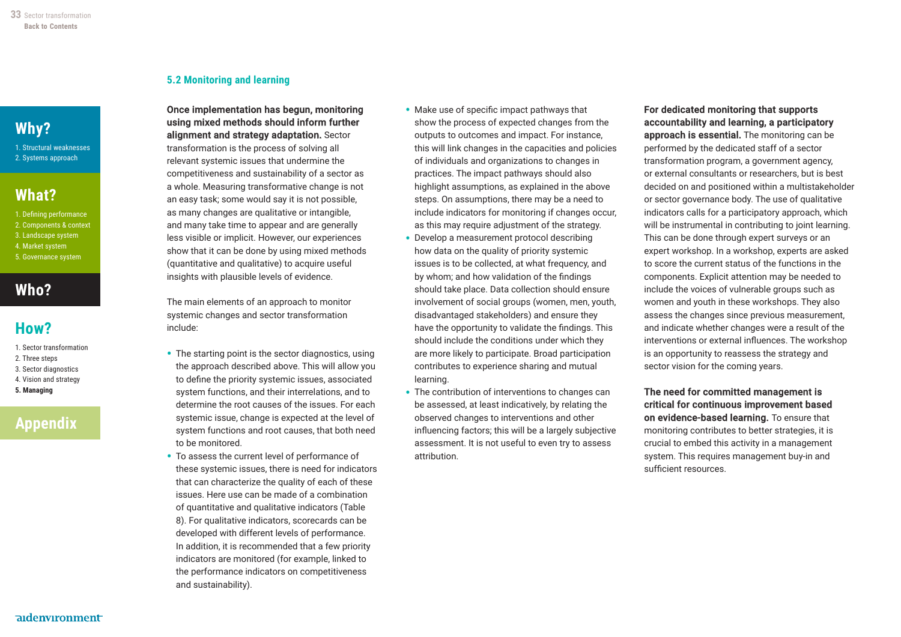## 5.2 Monitoring and learning

**Once implementation has begun, monitoring using mixed methods should inform further alignment and strategy adaptation.** Sector transformation is the process of solving all relevant systemic issues that undermine the competitiveness and sustainability of a sector as a whole. Measuring transformative change is not an easy task; some would say it is not possible, as many changes are qualitative or intangible, and many take time to appear and are generally less visible or implicit. However, our experiences show that it can be done by using mixed methods (quantitative and qualitative) to acquire useful insights with plausible levels of evidence.

The main elements of an approach to monitor systemic changes and sector transformation include:

- The starting point is the sector diagnostics, using the approach described above. This will allow you to define the priority systemic issues, associated system functions, and their interrelations, and to determine the root causes of the issues. For each systemic issue, change is expected at the level of system functions and root causes, that both need to be monitored.
- To assess the current level of performance of these systemic issues, there is need for indicators that can characterize the quality of each of these issues. Here use can be made of a combination of quantitative and qualitative indicators (Table 8). For qualitative indicators, scorecards can be developed with different levels of performance. In addition, it is recommended that a few priority indicators are monitored (for example, linked to the performance indicators on competitiveness and sustainability).
- Make use of specific impact pathways that show the process of expected changes from the outputs to outcomes and impact. For instance, this will link changes in the capacities and policies of individuals and organizations to changes in practices. The impact pathways should also highlight assumptions, as explained in the above steps. On assumptions, there may be a need to include indicators for monitoring if changes occur, as this may require adjustment of the strategy.
- Develop a measurement protocol describing how data on the quality of priority systemic issues is to be collected, at what frequency, and by whom; and how validation of the findings should take place. Data collection should ensure involvement of social groups (women, men, youth, disadvantaged stakeholders) and ensure they have the opportunity to validate the findings. This should include the conditions under which they are more likely to participate. Broad participation contributes to experience sharing and mutual learning.
- The contribution of interventions to changes can be assessed, at least indicatively, by relating the observed changes to interventions and other influencing factors; this will be a largely subjective assessment. It is not useful to even try to assess attribution.

**For dedicated monitoring that supports accountability and learning, a participatory approach is essential.** The monitoring can be performed by the dedicated staff of a sector transformation program, a government agency, or external consultants or researchers, but is best decided on and positioned within a multistakeholder or sector governance body. The use of qualitative indicators calls for a participatory approach, which will be instrumental in contributing to joint learning. This can be done through expert surveys or an expert workshop. In a workshop, experts are asked to score the current status of the functions in the components. Explicit attention may be needed to include the voices of vulnerable groups such as women and youth in these workshops. They also assess the changes since previous measurement, and indicate whether changes were a result of the interventions or external influences. The workshop is an opportunity to reassess the strategy and sector vision for the coming years.

**The need for committed management is critical for continuous improvement based on evidence-based learning.** To ensure that monitoring contributes to better strategies, it is crucial to embed this activity in a management system. This requires management buy-in and sufficient resources.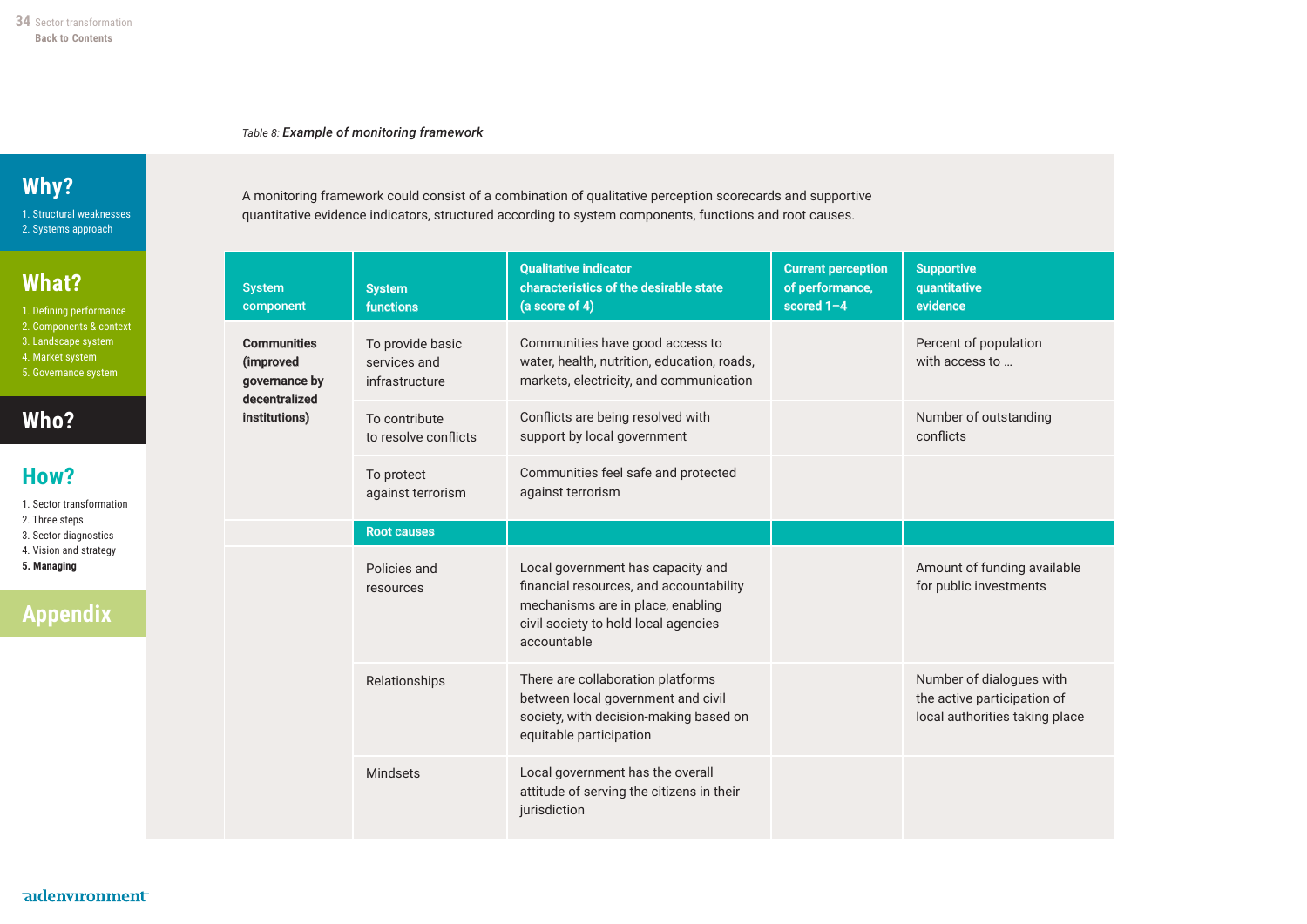Table 8: ***Example of monitoring framework***

A monitoring framework could consist of a combination of qualitative perception scorecards and supportive quantitative evidence indicators, structured according to system components, functions and root causes.

| System component | System functions | Qualitative indicator characteristics of the desirable state (a score of 4) | Current perception of performance, scored 1–4 | Supportive quantitative evidence |
|---|---|---|---|---|
| **Communities (improved governance by decentralized institutions)** | To provide basic services and infrastructure | Communities have good access to water, health, nutrition, education, roads, markets, electricity, and communication | | Percent of population with access to … |
| | To contribute to resolve conflicts | Conflicts are being resolved with support by local government | | Number of outstanding conflicts |
| | To protect against terrorism | Communities feel safe and protected against terrorism | | |
| | **Root causes** | | | |
| | Policies and resources | Local government has capacity and financial resources, and accountability mechanisms are in place, enabling civil society to hold local agencies accountable | | Amount of funding available for public investments |
| | Relationships | There are collaboration platforms between local government and civil society, with decision-making based on equitable participation | | Number of dialogues with the active participation of local authorities taking place |
| | Mindsets | Local government has the overall attitude of serving the citizens in their jurisdiction | | |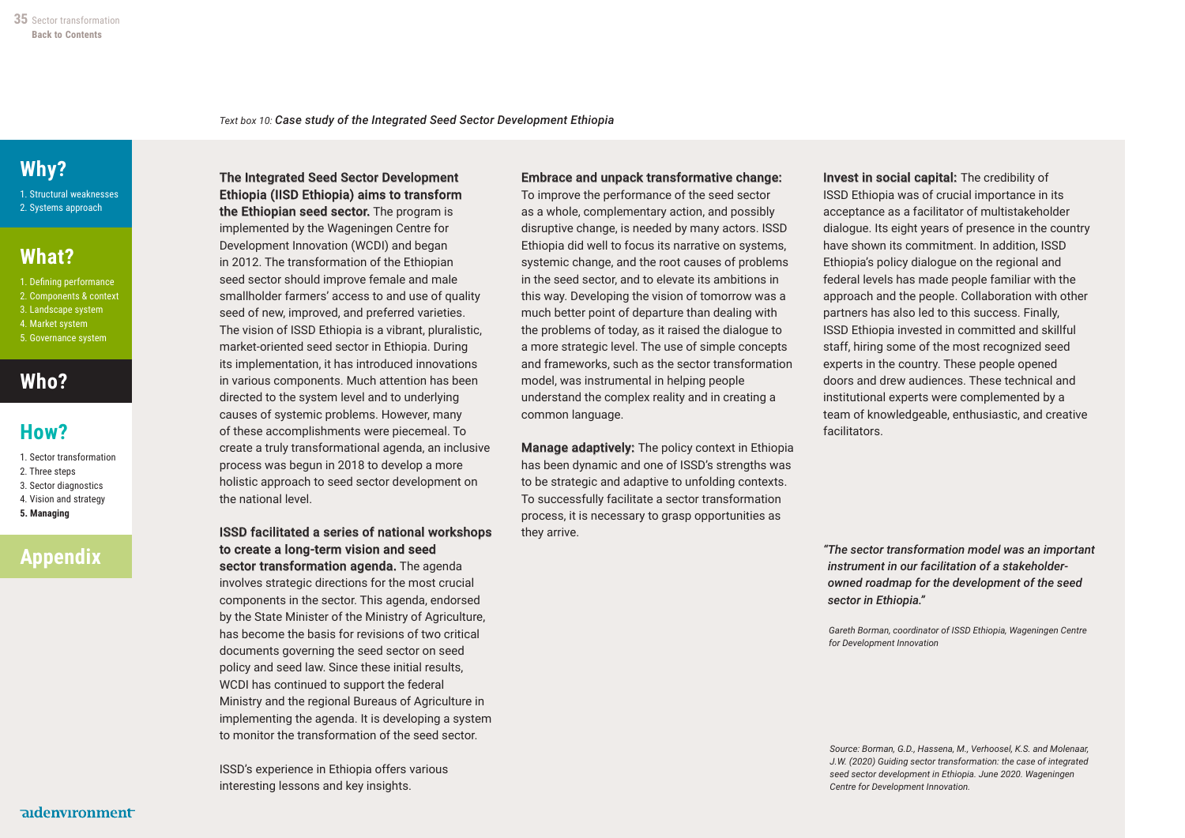*Text box 10:* ***Case study of the Integrated Seed Sector Development Ethiopia***

**The Integrated Seed Sector Development Ethiopia (IISD Ethiopia) aims to transform the Ethiopian seed sector.** The program is implemented by the Wageningen Centre for Development Innovation (WCDI) and began in 2012. The transformation of the Ethiopian seed sector should improve female and male smallholder farmers' access to and use of quality seed of new, improved, and preferred varieties. The vision of ISSD Ethiopia is a vibrant, pluralistic, market-oriented seed sector in Ethiopia. During its implementation, it has introduced innovations in various components. Much attention has been directed to the system level and to underlying causes of systemic problems. However, many of these accomplishments were piecemeal. To create a truly transformational agenda, an inclusive process was begun in 2018 to develop a more holistic approach to seed sector development on the national level.

**ISSD facilitated a series of national workshops to create a long-term vision and seed sector transformation agenda.** The agenda involves strategic directions for the most crucial components in the sector. This agenda, endorsed by the State Minister of the Ministry of Agriculture, has become the basis for revisions of two critical documents governing the seed sector on seed policy and seed law. Since these initial results, WCDI has continued to support the federal Ministry and the regional Bureaus of Agriculture in implementing the agenda. It is developing a system to monitor the transformation of the seed sector.

ISSD's experience in Ethiopia offers various interesting lessons and key insights.

**Embrace and unpack transformative change:** To improve the performance of the seed sector as a whole, complementary action, and possibly disruptive change, is needed by many actors. ISSD Ethiopia did well to focus its narrative on systems, systemic change, and the root causes of problems in the seed sector, and to elevate its ambitions in this way. Developing the vision of tomorrow was a much better point of departure than dealing with the problems of today, as it raised the dialogue to a more strategic level. The use of simple concepts and frameworks, such as the sector transformation model, was instrumental in helping people understand the complex reality and in creating a common language.

**Manage adaptively:** The policy context in Ethiopia has been dynamic and one of ISSD's strengths was to be strategic and adaptive to unfolding contexts. To successfully facilitate a sector transformation process, it is necessary to grasp opportunities as they arrive.

**Invest in social capital:** The credibility of ISSD Ethiopia was of crucial importance in its acceptance as a facilitator of multistakeholder dialogue. Its eight years of presence in the country have shown its commitment. In addition, ISSD Ethiopia's policy dialogue on the regional and federal levels has made people familiar with the approach and the people. Collaboration with other partners has also led to this success. Finally, ISSD Ethiopia invested in committed and skillful staff, hiring some of the most recognized seed experts in the country. These people opened doors and drew audiences. These technical and institutional experts were complemented by a team of knowledgeable, enthusiastic, and creative facilitators.

***"The sector transformation model was an important instrument in our facilitation of a stakeholder-owned roadmap for the development of the seed sector in Ethiopia."***

*Gareth Borman, coordinator of ISSD Ethiopia, Wageningen Centre for Development Innovation*

*Source: Borman, G.D., Hassena, M., Verhoosel, K.S. and Molenaar, J.W. (2020) Guiding sector transformation: the case of integrated seed sector development in Ethiopia. June 2020. Wageningen Centre for Development Innovation.*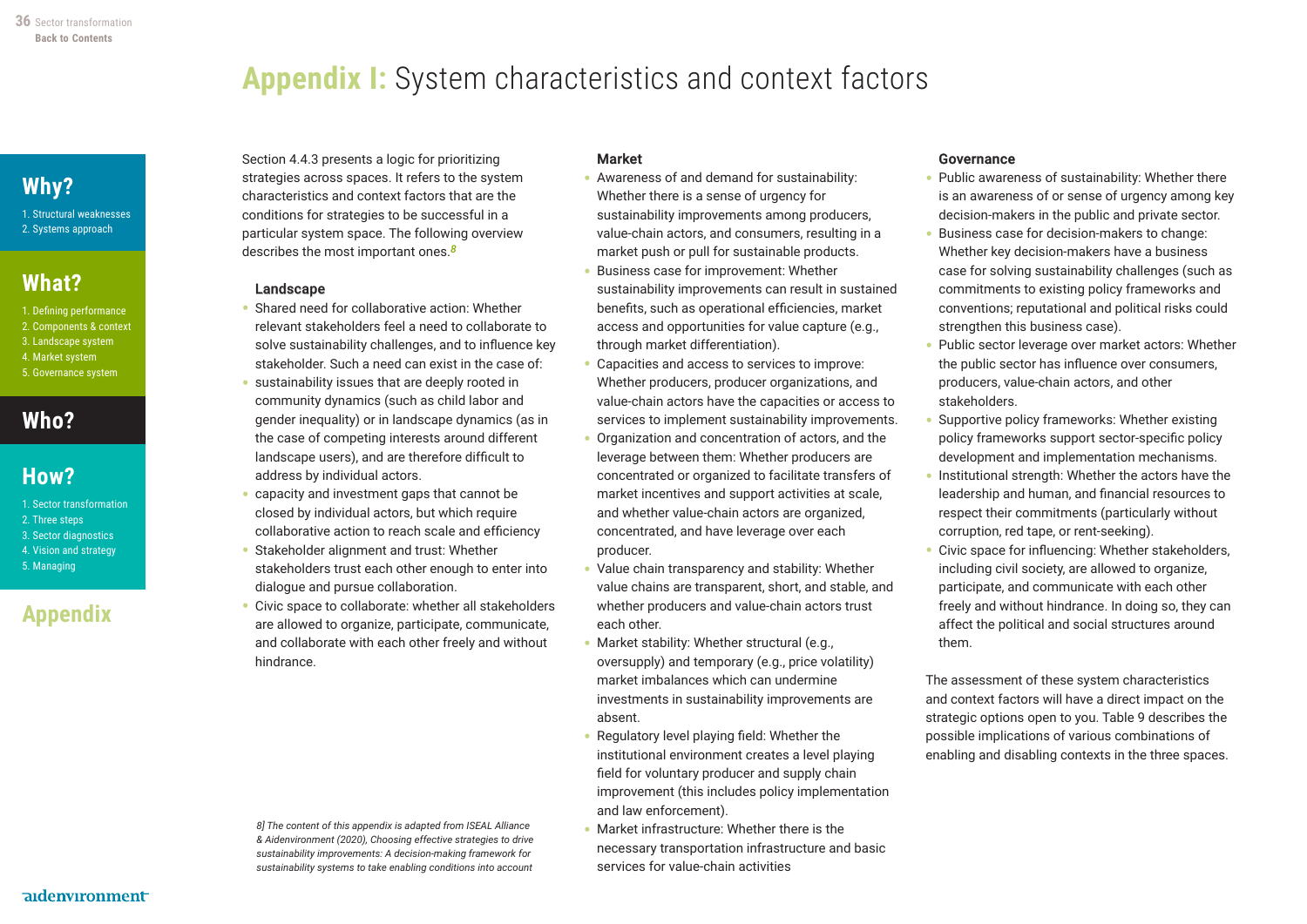# **Appendix I:** System characteristics and context factors

Section 4.4.3 presents a logic for prioritizing strategies across spaces. It refers to the system characteristics and context factors that are the conditions for strategies to be successful in a particular system space. The following overview describes the most important ones.[8]

### Landscape

- Shared need for collaborative action: Whether relevant stakeholders feel a need to collaborate to solve sustainability challenges, and to influence key stakeholder. Such a need can exist in the case of:
- sustainability issues that are deeply rooted in community dynamics (such as child labor and gender inequality) or in landscape dynamics (as in the case of competing interests around different landscape users), and are therefore difficult to address by individual actors.
- capacity and investment gaps that cannot be closed by individual actors, but which require collaborative action to reach scale and efficiency
- Stakeholder alignment and trust: Whether stakeholders trust each other enough to enter into dialogue and pursue collaboration.
- Civic space to collaborate: whether all stakeholders are allowed to organize, participate, communicate, and collaborate with each other freely and without hindrance.

### Market

- Awareness of and demand for sustainability: Whether there is a sense of urgency for sustainability improvements among producers, value-chain actors, and consumers, resulting in a market push or pull for sustainable products.
- Business case for improvement: Whether sustainability improvements can result in sustained benefits, such as operational efficiencies, market access and opportunities for value capture (e.g., through market differentiation).
- Capacities and access to services to improve: Whether producers, producer organizations, and value-chain actors have the capacities or access to services to implement sustainability improvements.
- Organization and concentration of actors, and the leverage between them: Whether producers are concentrated or organized to facilitate transfers of market incentives and support activities at scale, and whether value-chain actors are organized, concentrated, and have leverage over each producer.
- Value chain transparency and stability: Whether value chains are transparent, short, and stable, and whether producers and value-chain actors trust each other.
- Market stability: Whether structural (e.g., oversupply) and temporary (e.g., price volatility) market imbalances which can undermine investments in sustainability improvements are absent.
- Regulatory level playing field: Whether the institutional environment creates a level playing field for voluntary producer and supply chain improvement (this includes policy implementation and law enforcement).
- Market infrastructure: Whether there is the necessary transportation infrastructure and basic services for value-chain activities

### Governance

- Public awareness of sustainability: Whether there is an awareness of or sense of urgency among key decision-makers in the public and private sector.
- Business case for decision-makers to change: Whether key decision-makers have a business case for solving sustainability challenges (such as commitments to existing policy frameworks and conventions; reputational and political risks could strengthen this business case).
- Public sector leverage over market actors: Whether the public sector has influence over consumers, producers, value-chain actors, and other stakeholders.
- Supportive policy frameworks: Whether existing policy frameworks support sector-specific policy development and implementation mechanisms.
- Institutional strength: Whether the actors have the leadership and human, and financial resources to respect their commitments (particularly without corruption, red tape, or rent-seeking).
- Civic space for influencing: Whether stakeholders, including civil society, are allowed to organize, participate, and communicate with each other freely and without hindrance. In doing so, they can affect the political and social structures around them.

The assessment of these system characteristics and context factors will have a direct impact on the strategic options open to you. Table 9 describes the possible implications of various combinations of enabling and disabling contexts in the three spaces.

*8] The content of this appendix is adapted from ISEAL Alliance & Aidenvironment (2020), Choosing effective strategies to drive sustainability improvements: A decision-making framework for sustainability systems to take enabling conditions into account*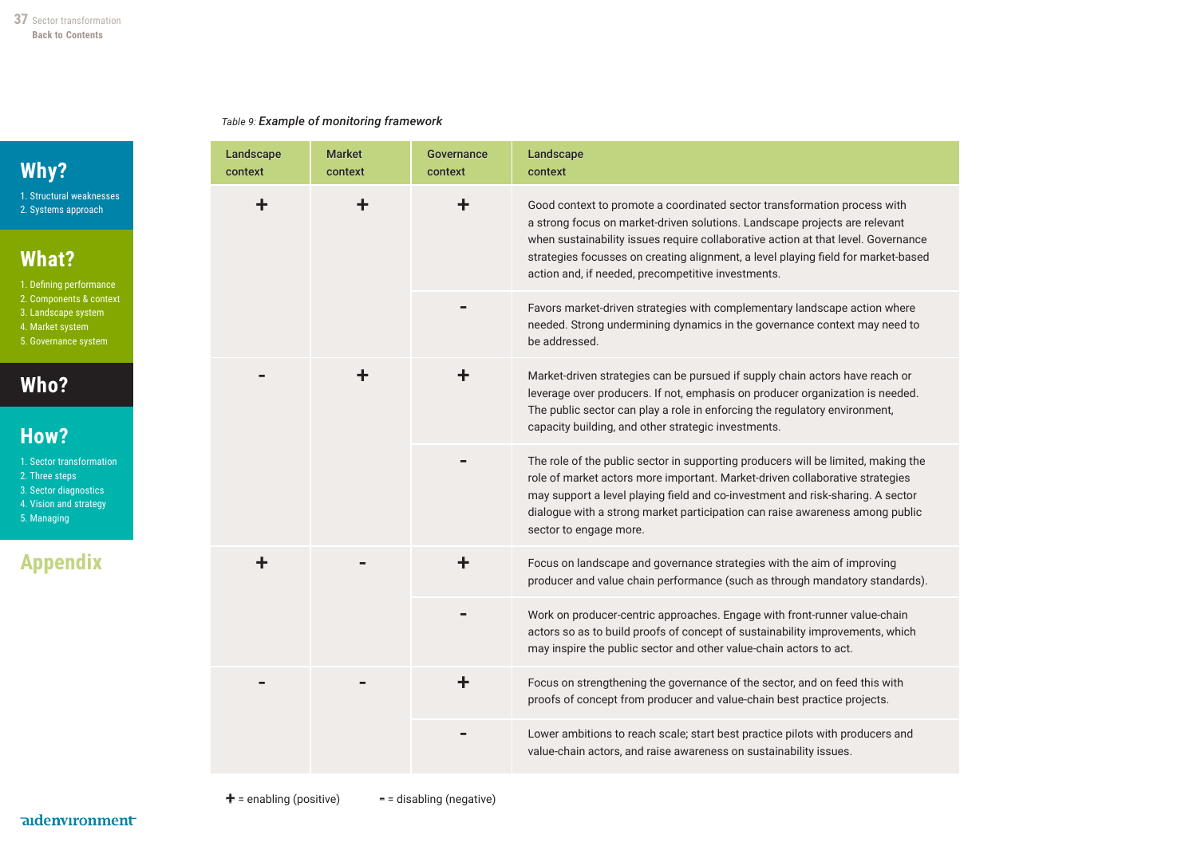*Table 9:* ***Example of monitoring framework***

| Landscape context | Market context | Governance context | Landscape context |
|---|---|---|---|
| + | + | + | Good context to promote a coordinated sector transformation process with a strong focus on market-driven solutions. Landscape projects are relevant when sustainability issues require collaborative action at that level. Governance strategies focusses on creating alignment, a level playing field for market-based action and, if needed, precompetitive investments. |
| | | - | Favors market-driven strategies with complementary landscape action where needed. Strong undermining dynamics in the governance context may need to be addressed. |
| - | + | + | Market-driven strategies can be pursued if supply chain actors have reach or leverage over producers. If not, emphasis on producer organization is needed. The public sector can play a role in enforcing the regulatory environment, capacity building, and other strategic investments. |
| | | - | The role of the public sector in supporting producers will be limited, making the role of market actors more important. Market-driven collaborative strategies may support a level playing field and co-investment and risk-sharing. A sector dialogue with a strong market participation can raise awareness among public sector to engage more. |
| + | - | + | Focus on landscape and governance strategies with the aim of improving producer and value chain performance (such as through mandatory standards). |
| | | - | Work on producer-centric approaches. Engage with front-runner value-chain actors so as to build proofs of concept of sustainability improvements, which may inspire the public sector and other value-chain actors to act. |
| - | - | + | Focus on strengthening the governance of the sector, and on feed this with proofs of concept from producer and value-chain best practice projects. |
| | | - | Lower ambitions to reach scale; start best practice pilots with producers and value-chain actors, and raise awareness on sustainability issues. |

**+** = enabling (positive) **-** = disabling (negative)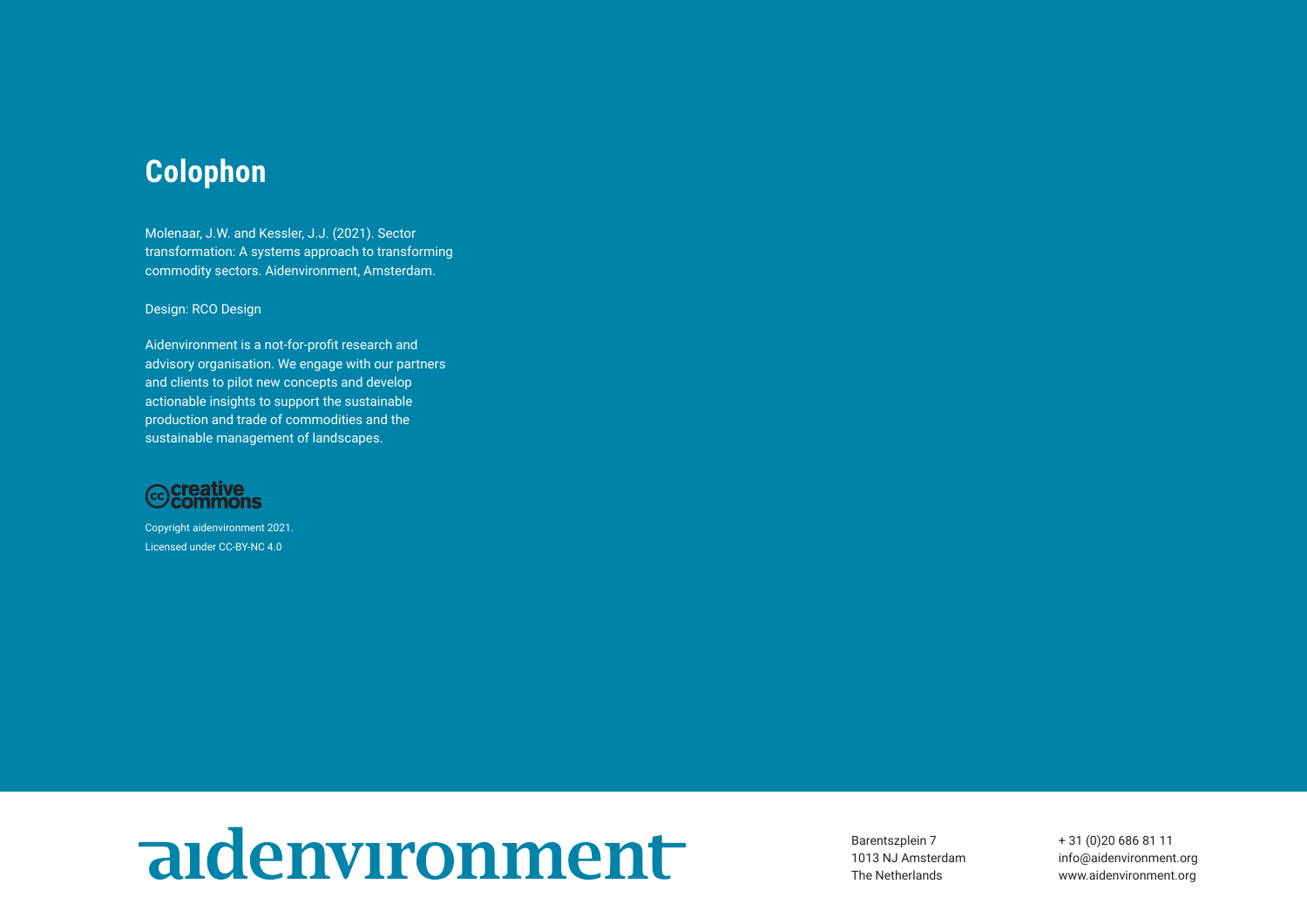# Colophon

Molenaar, J.W. and Kessler, J.J. (2021). Sector transformation: A systems approach to transforming commodity sectors. Aidenvironment, Amsterdam.

Design: RCO Design

Aidenvironment is a not-for-profit research and advisory organisation. We engage with our partners and clients to pilot new concepts and develop actionable insights to support the sustainable production and trade of commodities and the sustainable management of landscapes.

creative commons

Copyright aidenvironment 2021.
Licensed under CC-BY-NC 4.0

aidenvironment

Barentszplein 7
1013 NJ Amsterdam
The Netherlands

+ 31 (0)20 686 81 11
info@aidenvironment.org
www.aidenvironment.org